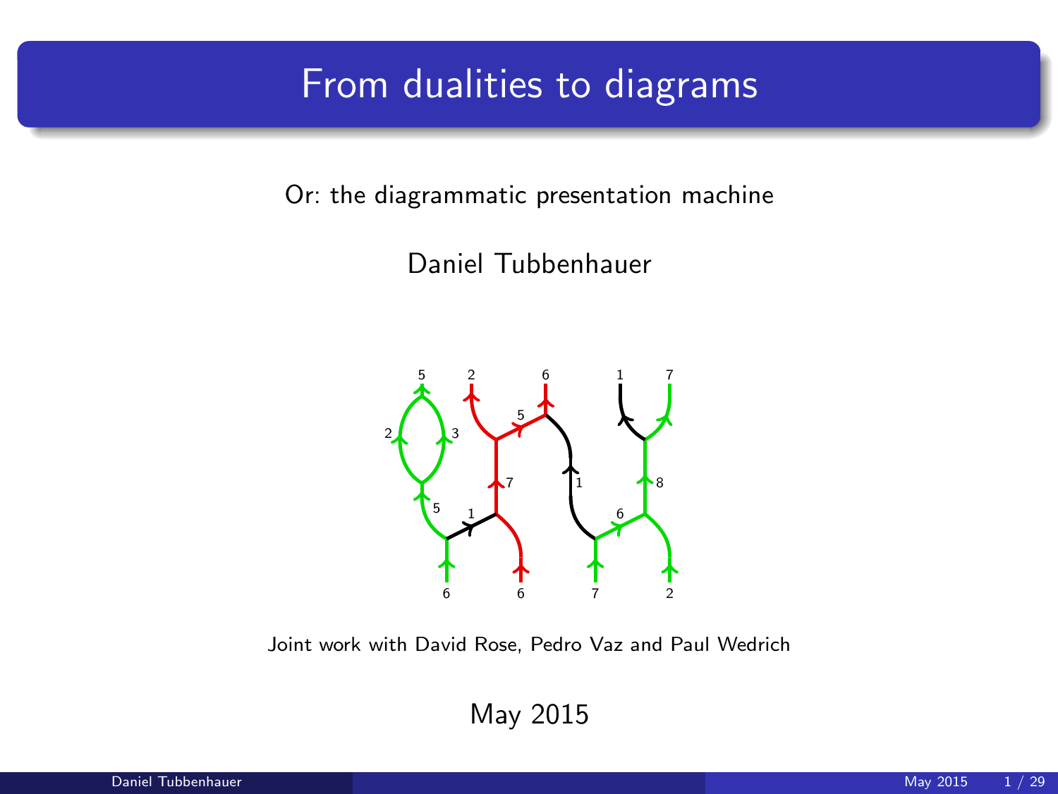# From dualities to diagrams

Or: the diagrammatic presentation machine

Daniel Tubbenhauer

Joint work with David Rose, Pedro Vaz and Paul Wedrich

May 2015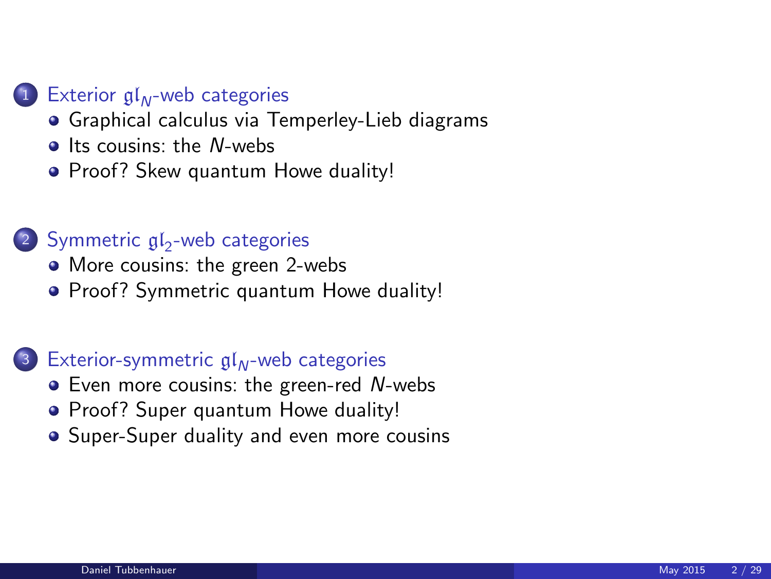1. Exterior $\mathfrak{gl}_N$-web categories
   - Graphical calculus via Temperley-Lieb diagrams
   - Its cousins: the $N$-webs
   - Proof? Skew quantum Howe duality!

2. Symmetric $\mathfrak{gl}_2$-web categories
   - More cousins: the green 2-webs
   - Proof? Symmetric quantum Howe duality!

3. Exterior-symmetric $\mathfrak{gl}_N$-web categories
   - Even more cousins: the green-red $N$-webs
   - Proof? Super quantum Howe duality!
   - Super-Super duality and even more cousins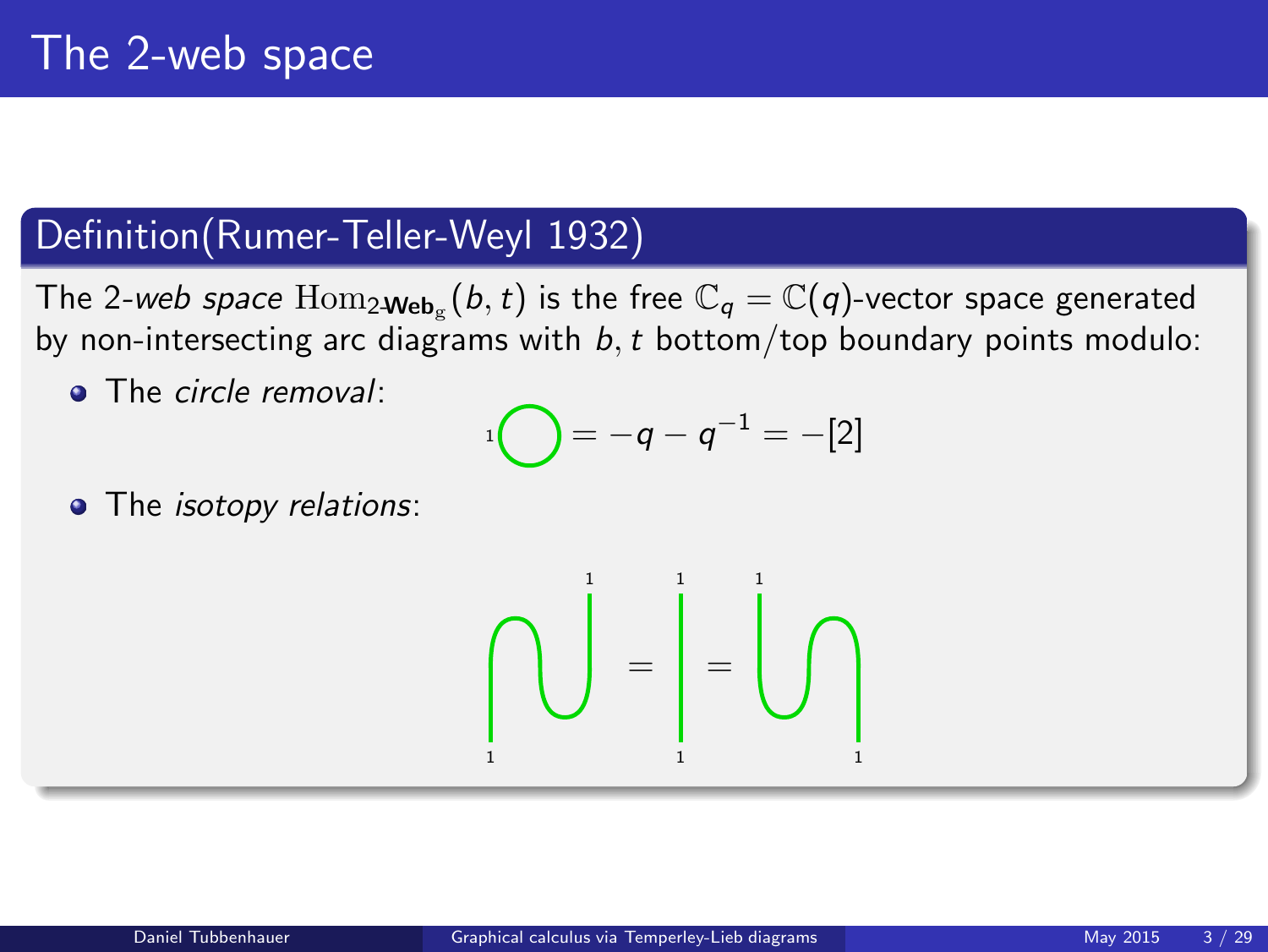# The 2-web space

## Definition(Rumer-Teller-Weyl 1932)

The 2-*web space* $\mathrm{Hom}_{2\text{-}\mathbf{Web}_{\mathrm{g}}}(b,t)$ is the free $\mathbb{C}_q = \mathbb{C}(q)$-vector space generated by non-intersecting arc diagrams with $b, t$ bottom/top boundary points modulo:

- The *circle removal*:

$$_1\bigcirc = -q - q^{-1} = -[2]$$

- The *isotopy relations*:

1 1 1

= =

1 1 1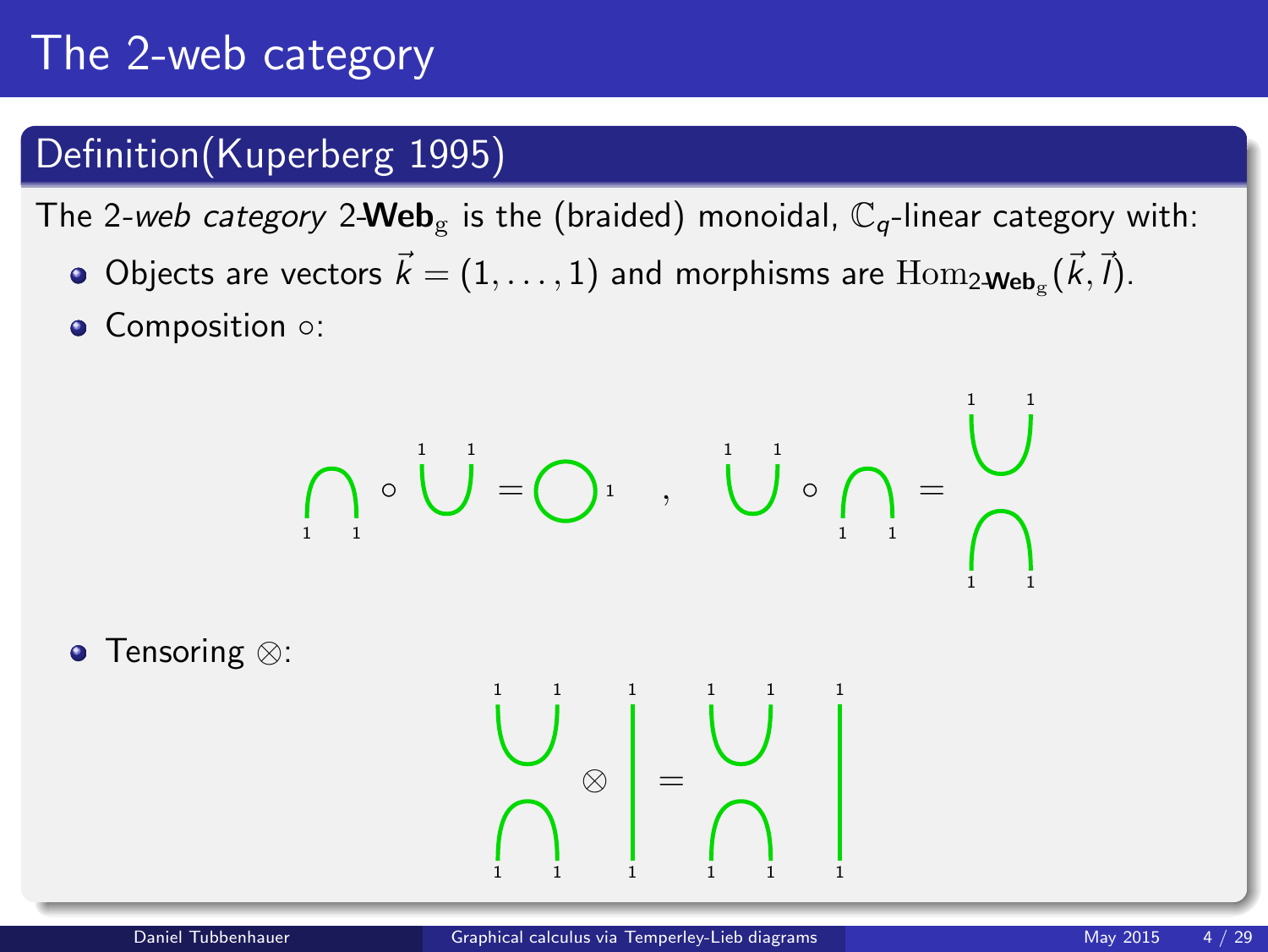# The 2-web category

## Definition(Kuperberg 1995)

The 2-*web category* 2-$\mathbf{Web}_{\mathrm{g}}$ is the (braided) monoidal, $\mathbb{C}_q$-linear category with:

- Objects are vectors $\vec{k} = (1, \ldots, 1)$ and morphisms are $\mathrm{Hom}_{2\text{-}\mathbf{Web}_{\mathrm{g}}}(\vec{k}, \vec{l})$.
- Composition $\circ$:

1 1 1 1 1 1 1 1 1 1 1 1 1

- Tensoring $\otimes$:

1 1 1 1 1 1 1 1 1 1 1 1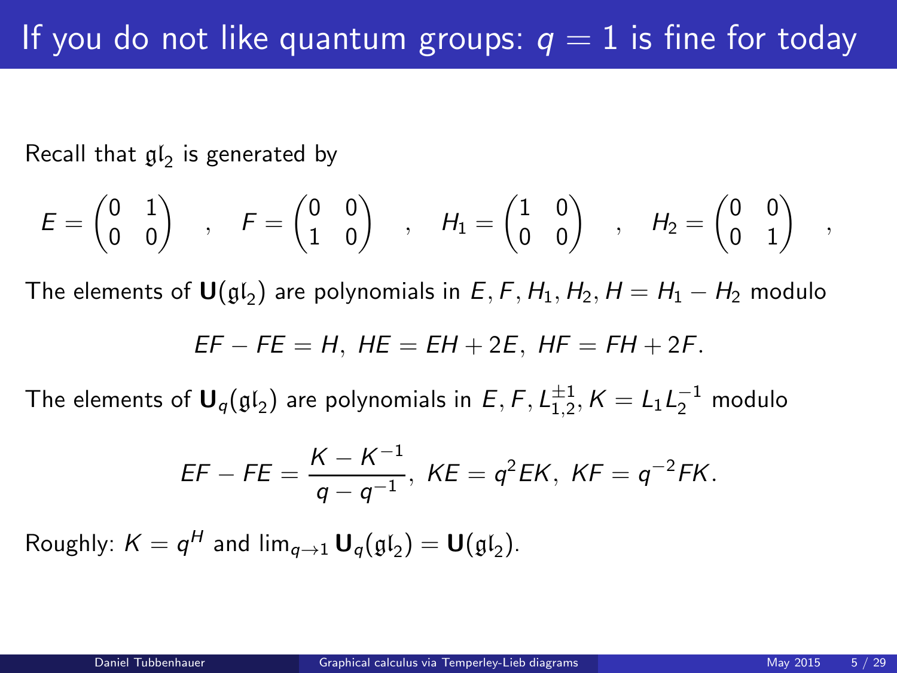# If you do not like quantum groups: $q = 1$ is fine for today

Recall that $\mathfrak{gl}_2$ is generated by

$$E = \begin{pmatrix} 0 & 1 \\ 0 & 0 \end{pmatrix} \quad , \quad F = \begin{pmatrix} 0 & 0 \\ 1 & 0 \end{pmatrix} \quad , \quad H_1 = \begin{pmatrix} 1 & 0 \\ 0 & 0 \end{pmatrix} \quad , \quad H_2 = \begin{pmatrix} 0 & 0 \\ 0 & 1 \end{pmatrix} \quad ,$$

The elements of $\mathbf{U}(\mathfrak{gl}_2)$ are polynomials in $E, F, H_1, H_2, H = H_1 - H_2$ modulo

$$EF - FE = H, \ HE = EH + 2E, \ HF = FH + 2F.$$

The elements of $\mathbf{U}_q(\mathfrak{gl}_2)$ are polynomials in $E, F, L_{1,2}^{\pm 1}, K = L_1 L_2^{-1}$ modulo

$$EF - FE = \frac{K - K^{-1}}{q - q^{-1}}, \ KE = q^2 EK, \ KF = q^{-2} FK.$$

Roughly: $K = q^H$ and $\lim_{q \to 1} \mathbf{U}_q(\mathfrak{gl}_2) = \mathbf{U}(\mathfrak{gl}_2)$.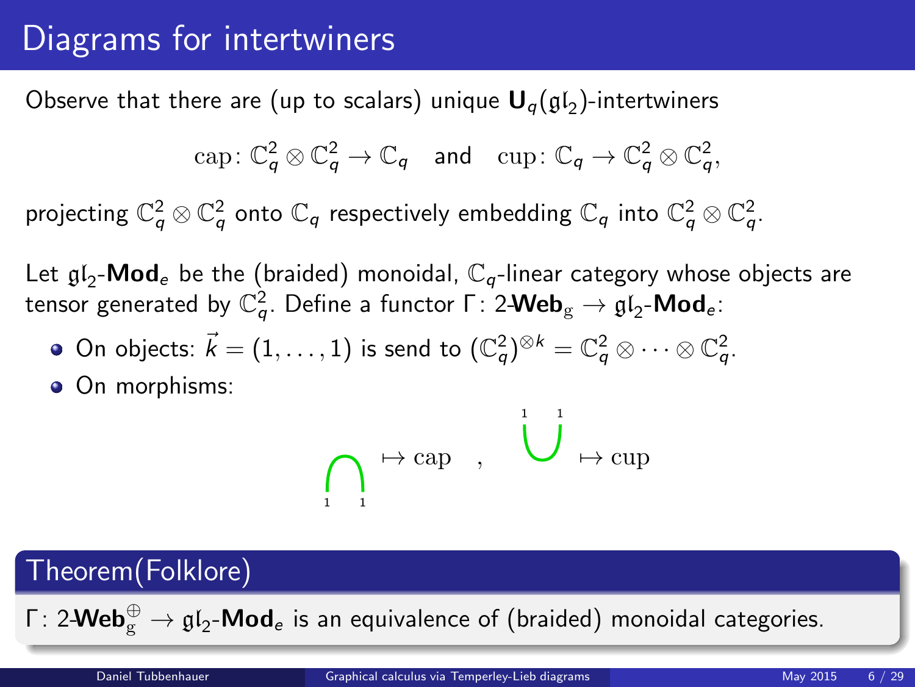# Diagrams for intertwiners

Observe that there are (up to scalars) unique $\mathbf{U}_q(\mathfrak{gl}_2)$-intertwiners

$$\mathrm{cap}\colon \mathbb{C}_q^2 \otimes \mathbb{C}_q^2 \to \mathbb{C}_q \quad \text{and} \quad \mathrm{cup}\colon \mathbb{C}_q \to \mathbb{C}_q^2 \otimes \mathbb{C}_q^2,$$

projecting $\mathbb{C}_q^2 \otimes \mathbb{C}_q^2$ onto $\mathbb{C}_q$ respectively embedding $\mathbb{C}_q$ into $\mathbb{C}_q^2 \otimes \mathbb{C}_q^2$.

Let $\mathfrak{gl}_2$-$\mathbf{Mod}_e$ be the (braided) monoidal, $\mathbb{C}_q$-linear category whose objects are tensor generated by $\mathbb{C}_q^2$. Define a functor $\Gamma\colon 2\text{-}\mathbf{Web}_{\mathrm{g}} \to \mathfrak{gl}_2\text{-}\mathbf{Mod}_e$:

- On objects: $\vec{k} = (1, \dots, 1)$ is send to $(\mathbb{C}_q^2)^{\otimes k} = \mathbb{C}_q^2 \otimes \cdots \otimes \mathbb{C}_q^2$.
- On morphisms:

cap diagram (1, 1) $\mapsto \mathrm{cap}$ , cup diagram (1, 1) $\mapsto \mathrm{cup}$

## Theorem(Folklore)

$\Gamma\colon 2\text{-}\mathbf{Web}_{\mathrm{g}}^{\oplus} \to \mathfrak{gl}_2\text{-}\mathbf{Mod}_e$ is an equivalence of (braided) monoidal categories.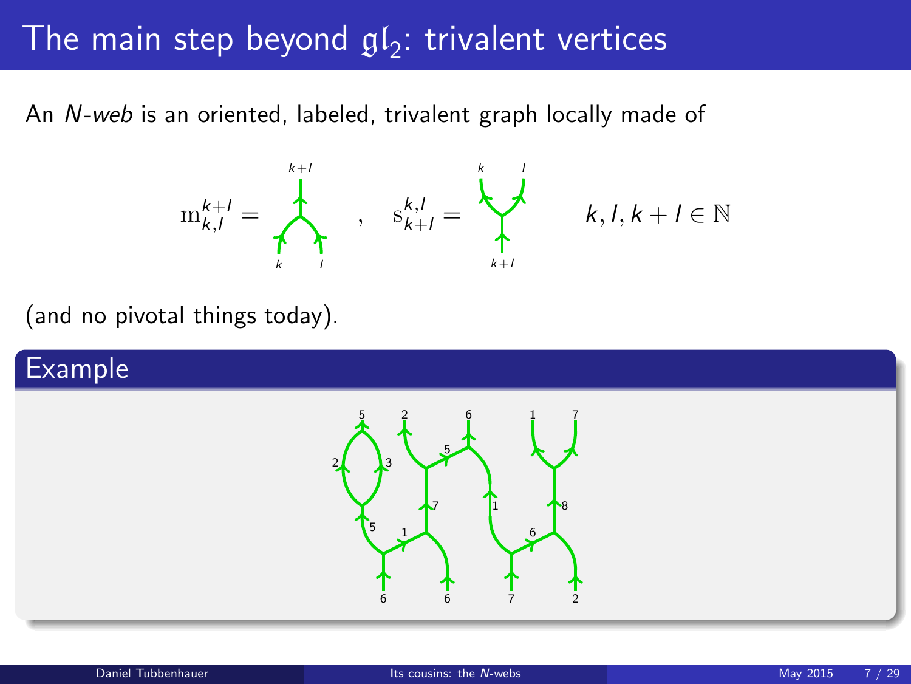# The main step beyond $\mathfrak{gl}_2$: trivalent vertices

An *N-web* is an oriented, labeled, trivalent graph locally made of

$$\mathrm{m}_{k,l}^{k+l} = \quad , \quad \mathrm{s}_{k+l}^{k,l} = \qquad k, l, k+l \in \mathbb{N}$$

(and no pivotal things today).

## Example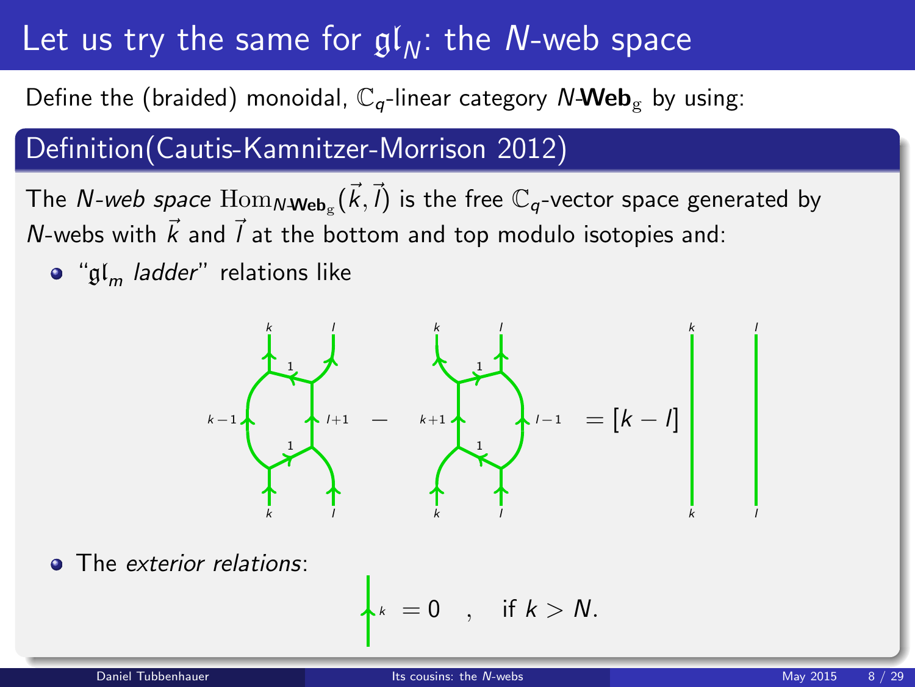# Let us try the same for $\mathfrak{gl}_N$: the $N$-web space

Define the (braided) monoidal, $\mathbb{C}_q$-linear category $N$-$\mathbf{Web}_{\mathrm{g}}$ by using:

## Definition(Cautis-Kamnitzer-Morrison 2012)

The *N-web space* $\mathrm{Hom}_{N\text{-}\mathbf{Web}_{\mathrm{g}}}(\vec{k}, \vec{l})$ is the free $\mathbb{C}_q$-vector space generated by $N$-webs with $\vec{k}$ and $\vec{l}$ at the bottom and top modulo isotopies and:

- "$\mathfrak{gl}_m$ *ladder*" relations like

$$(\text{ladder web with } k-1,\ l+1) - (\text{ladder web with } k+1,\ l-1) = [k-l]\ \text{(identity on } k, l)$$

- The *exterior relations*:

$$\text{(strand labeled } k) = 0 \quad , \quad \text{if } k > N.$$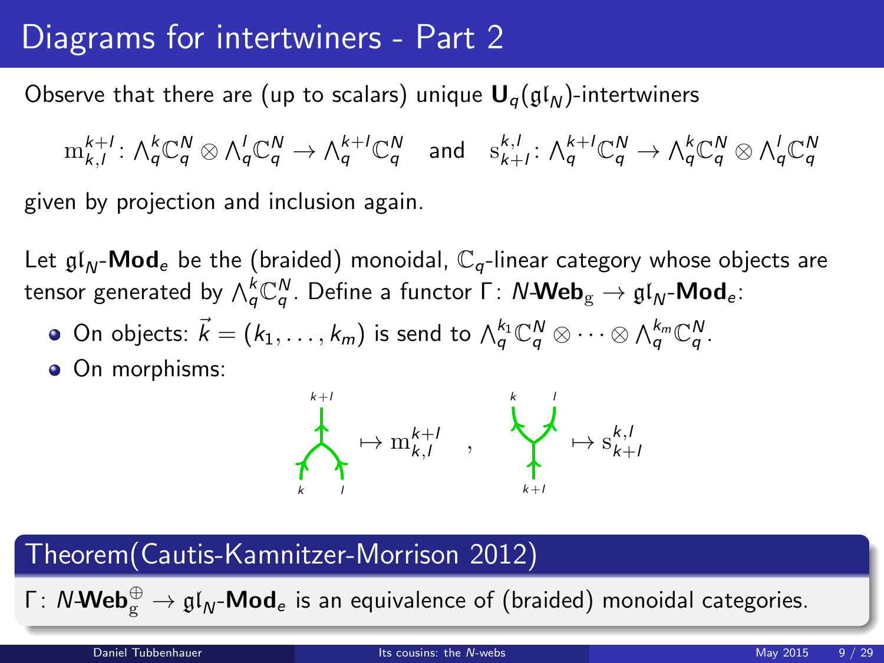# Diagrams for intertwiners - Part 2

Observe that there are (up to scalars) unique $\mathbf{U}_q(\mathfrak{gl}_N)$-intertwiners

$$\mathrm{m}_{k,l}^{k+l}\colon \Lambda_q^k\mathbb{C}_q^N \otimes \Lambda_q^l\mathbb{C}_q^N \to \Lambda_q^{k+l}\mathbb{C}_q^N \quad \text{and} \quad \mathrm{s}_{k+l}^{k,l}\colon \Lambda_q^{k+l}\mathbb{C}_q^N \to \Lambda_q^k\mathbb{C}_q^N \otimes \Lambda_q^l\mathbb{C}_q^N$$

given by projection and inclusion again.

Let $\mathfrak{gl}_N$-$\mathbf{Mod}_e$ be the (braided) monoidal, $\mathbb{C}_q$-linear category whose objects are tensor generated by $\Lambda_q^k\mathbb{C}_q^N$. Define a functor $\Gamma\colon N\text{-}\mathbf{Web}_{\mathrm{g}} \to \mathfrak{gl}_N$-$\mathbf{Mod}_e$:

- On objects: $\vec{k} = (k_1, \dots, k_m)$ is send to $\Lambda_q^{k_1}\mathbb{C}_q^N \otimes \cdots \otimes \Lambda_q^{k_m}\mathbb{C}_q^N$.
- On morphisms:

$k+l$ (top), $k$, $l$ (bottom) $\mapsto \mathrm{m}_{k,l}^{k+l}$ , $k$, $l$ (top), $k+l$ (bottom) $\mapsto \mathrm{s}_{k+l}^{k,l}$

## Theorem(Cautis-Kamnitzer-Morrison 2012)

$\Gamma\colon N\text{-}\mathbf{Web}_{\mathrm{g}}^{\oplus} \to \mathfrak{gl}_N$-$\mathbf{Mod}_e$ is an equivalence of (braided) monoidal categories.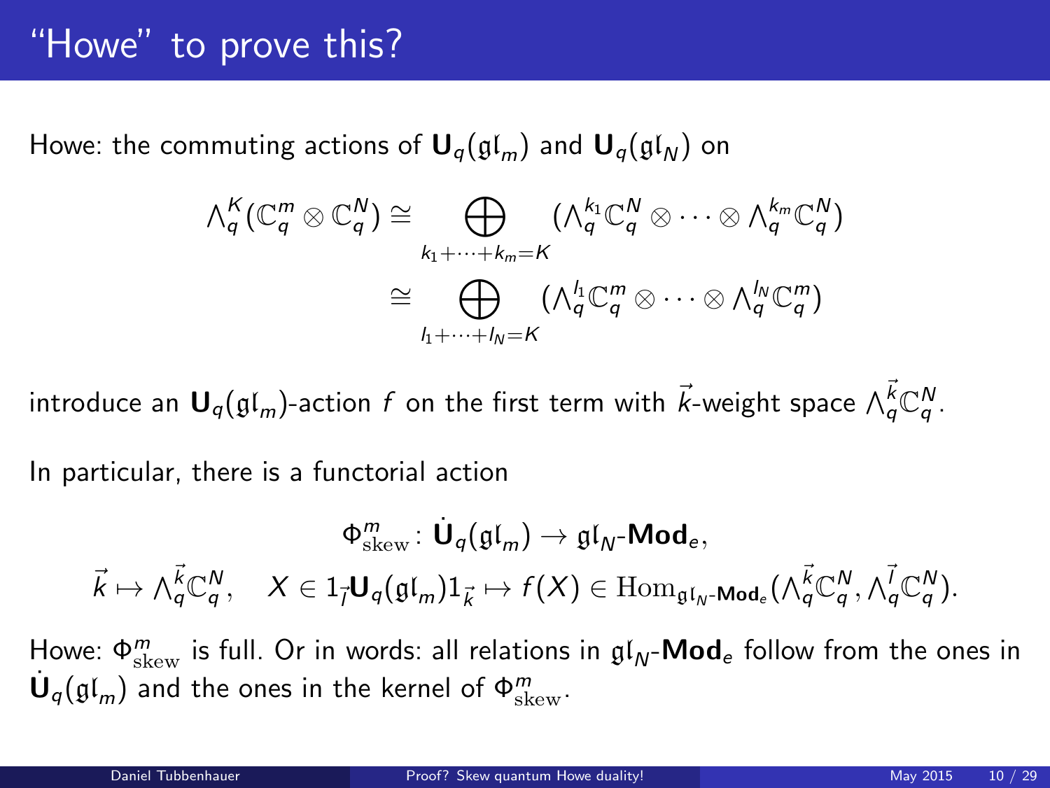# "Howe" to prove this?

Howe: the commuting actions of $\mathbf{U}_q(\mathfrak{gl}_m)$ and $\mathbf{U}_q(\mathfrak{gl}_N)$ on

$$
\begin{aligned}
\textstyle\bigwedge_q^K(\mathbb{C}_q^m \otimes \mathbb{C}_q^N) &\cong \bigoplus_{k_1+\cdots+k_m=K} (\textstyle\bigwedge_q^{k_1}\mathbb{C}_q^N \otimes \cdots \otimes \textstyle\bigwedge_q^{k_m}\mathbb{C}_q^N) \\
&\cong \bigoplus_{l_1+\cdots+l_N=K} (\textstyle\bigwedge_q^{l_1}\mathbb{C}_q^m \otimes \cdots \otimes \textstyle\bigwedge_q^{l_N}\mathbb{C}_q^m)
\end{aligned}
$$

introduce an $\mathbf{U}_q(\mathfrak{gl}_m)$-action $f$ on the first term with $\vec{k}$-weight space $\bigwedge_q^{\vec{k}}\mathbb{C}_q^N$.

In particular, there is a functorial action

$$
\Phi^m_{\mathrm{skew}} \colon \dot{\mathbf{U}}_q(\mathfrak{gl}_m) \to \mathfrak{gl}_N\text{-}\mathbf{Mod}_e,
$$

$$
\vec{k} \mapsto \textstyle\bigwedge_q^{\vec{k}}\mathbb{C}_q^N, \quad X \in 1_{\vec{l}}\mathbf{U}_q(\mathfrak{gl}_m)1_{\vec{k}} \mapsto f(X) \in \mathrm{Hom}_{\mathfrak{gl}_N\text{-}\mathbf{Mod}_e}(\textstyle\bigwedge_q^{\vec{k}}\mathbb{C}_q^N, \textstyle\bigwedge_q^{\vec{l}}\mathbb{C}_q^N).
$$

Howe: $\Phi^m_{\mathrm{skew}}$ is full. Or in words: all relations in $\mathfrak{gl}_N$-$\mathbf{Mod}_e$ follow from the ones in $\dot{\mathbf{U}}_q(\mathfrak{gl}_m)$ and the ones in the kernel of $\Phi^m_{\mathrm{skew}}$.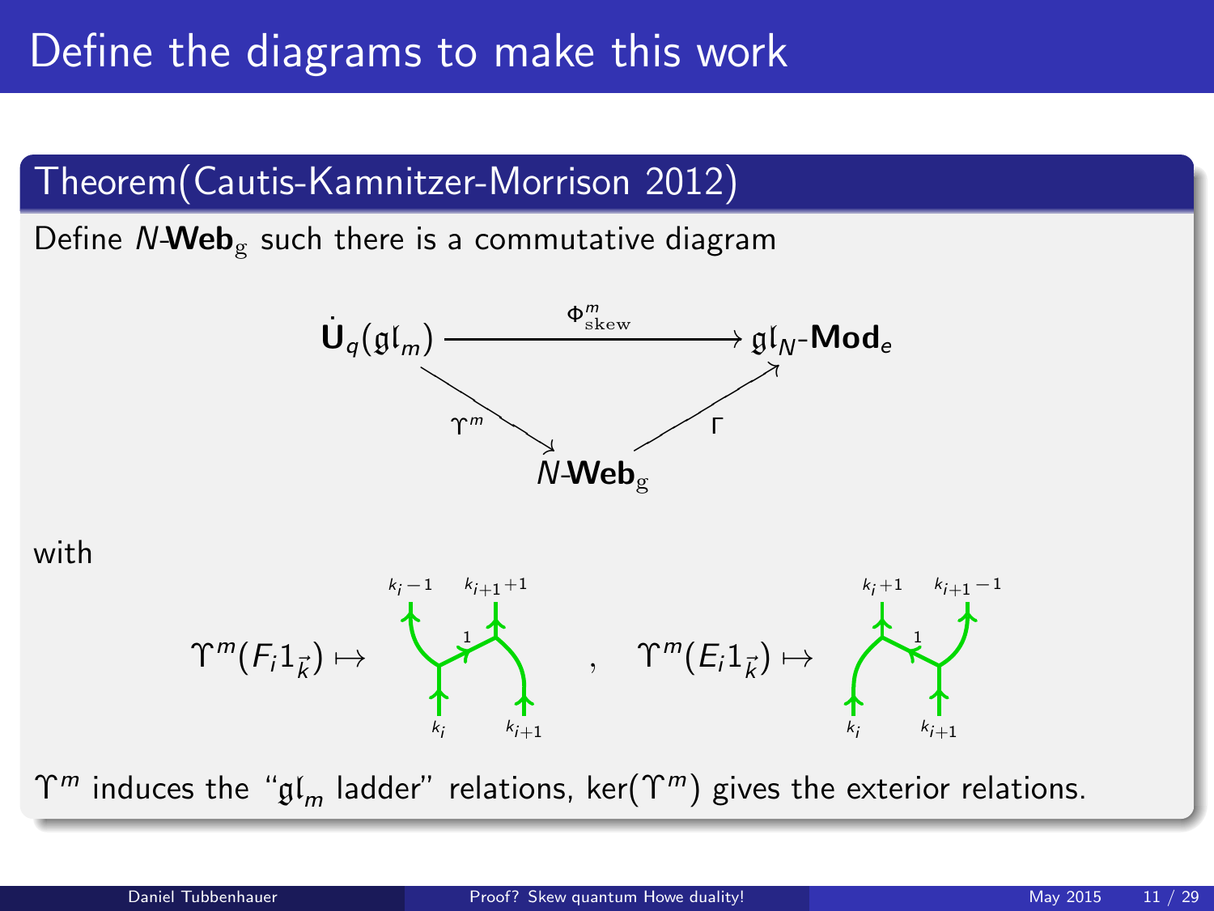# Define the diagrams to make this work

## Theorem(Cautis-Kamnitzer-Morrison 2012)

Define $N$-$\mathbf{Web}_{\mathrm{g}}$ such there is a commutative diagram

$$\dot{\mathbf{U}}_q(\mathfrak{gl}_m) \xrightarrow{\Phi^m_{\mathrm{skew}}} \mathfrak{gl}_N\text{-}\mathbf{Mod}_e$$

$$\Upsilon^m : \dot{\mathbf{U}}_q(\mathfrak{gl}_m) \to N\text{-}\mathbf{Web}_{\mathrm{g}}, \quad \Gamma : N\text{-}\mathbf{Web}_{\mathrm{g}} \to \mathfrak{gl}_N\text{-}\mathbf{Mod}_e$$

with

$$\Upsilon^m(F_i 1_{\vec{k}}) \mapsto \quad , \quad \Upsilon^m(E_i 1_{\vec{k}}) \mapsto$$

$k_i - 1$, $k_{i+1}+1$, $1$, $k_i$, $k_{i+1}$ ; $k_i+1$, $k_{i+1}-1$, $1$, $k_i$, $k_{i+1}$

$\Upsilon^m$ induces the "$\mathfrak{gl}_m$ ladder" relations, $\ker(\Upsilon^m)$ gives the exterior relations.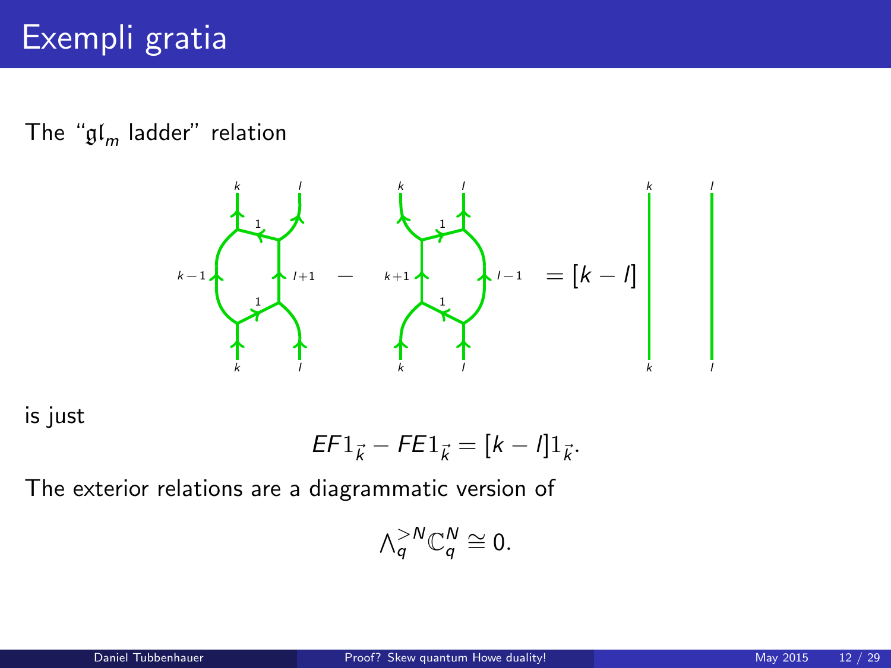# Exempli gratia

The "$\mathfrak{gl}_m$ ladder" relation

k l k l k l

1 1

$k-1$ $l+1$ — $k+1$ $l-1$ $= [k-l]$

1 1

k l k l k l

is just

$$EF1_{\vec{k}} - FE1_{\vec{k}} = [k-l]1_{\vec{k}}.$$

The exterior relations are a diagrammatic version of

$$\textstyle\bigwedge_q^{>N}\mathbb{C}_q^N \cong 0.$$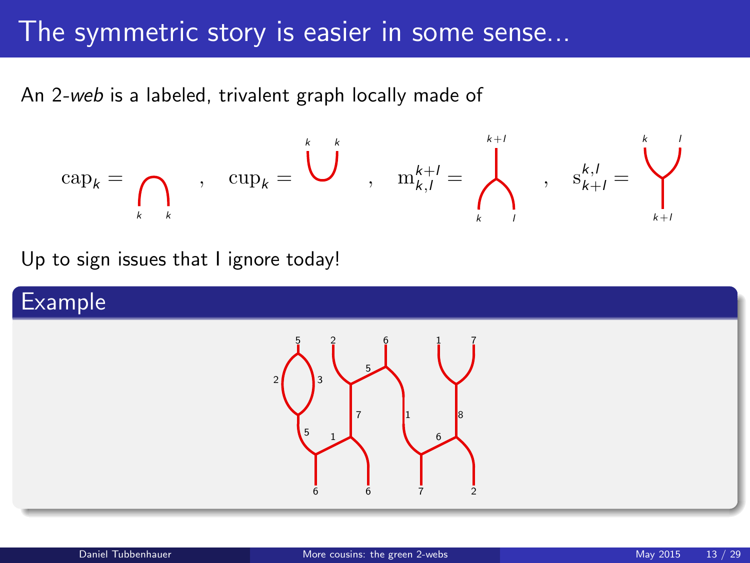# The symmetric story is easier in some sense...

An 2-*web* is a labeled, trivalent graph locally made of

$$\mathrm{cap}_k = \quad , \quad \mathrm{cup}_k = \quad , \quad \mathrm{m}_{k,l}^{k+l} = \quad , \quad \mathrm{s}_{k+l}^{k,l} =$$

Up to sign issues that I ignore today!

## Example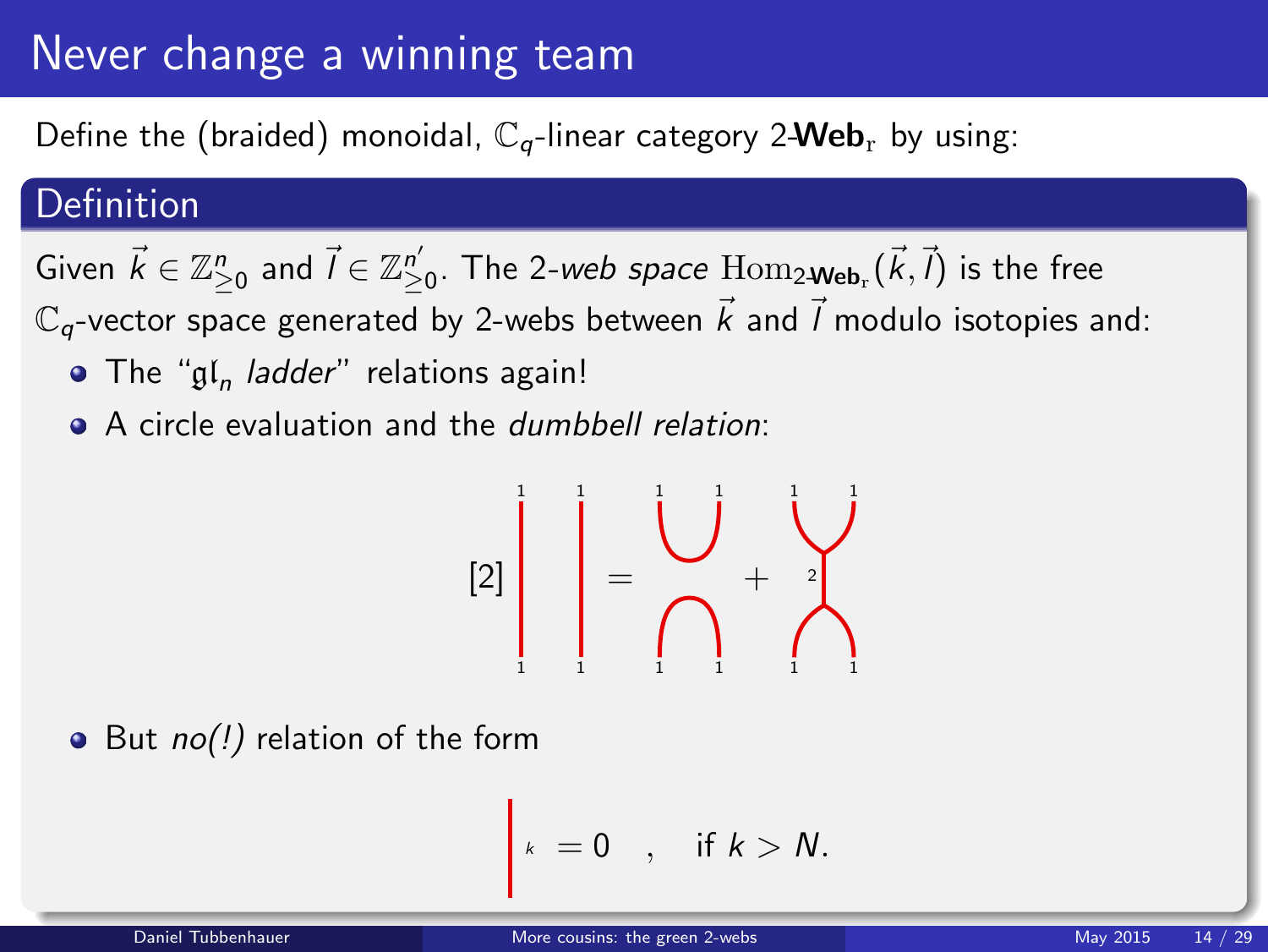# Never change a winning team

Define the (braided) monoidal, $\mathbb{C}_q$-linear category 2-**Web**$_{\mathrm{r}}$ by using:

## Definition

Given $\vec{k} \in \mathbb{Z}^n_{\geq 0}$ and $\vec{l} \in \mathbb{Z}^{n'}_{\geq 0}$. The 2-*web space* $\mathrm{Hom}_{2\text{-}\mathbf{Web}_{\mathrm{r}}}(\vec{k}, \vec{l})$ is the free $\mathbb{C}_q$-vector space generated by 2-webs between $\vec{k}$ and $\vec{l}$ modulo isotopies and:

- The "$\mathfrak{gl}_n$ *ladder*" relations again!
- A circle evaluation and the *dumbbell relation*:

$$[2] \; \Big| \; \Big| = \cup\!\!\cap + \text{(dumbbell)}$$

- But *no(!)* relation of the form

$$\Big|_k = 0 \quad , \quad \text{if } k > N.$$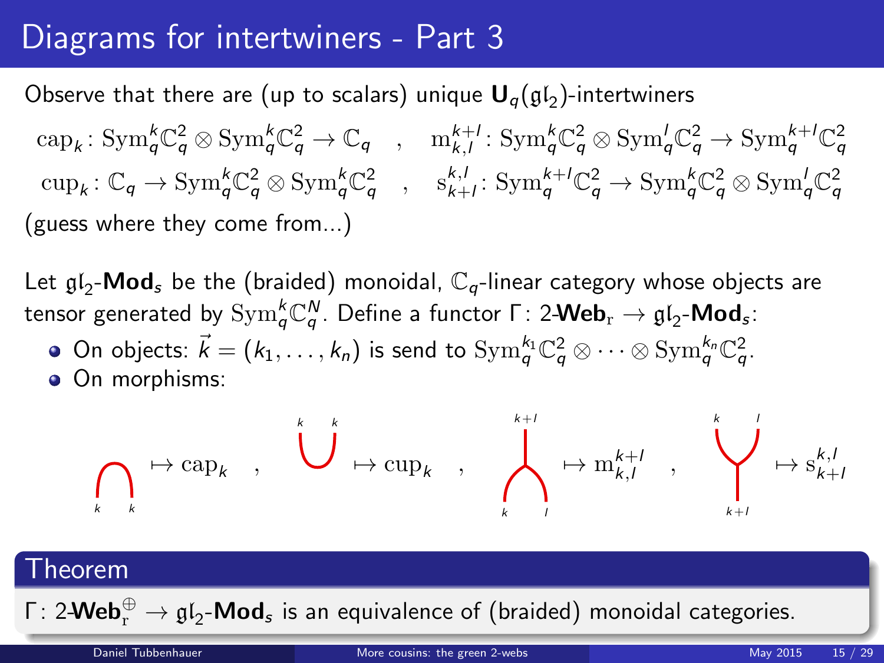# Diagrams for intertwiners - Part 3

Observe that there are (up to scalars) unique $\mathbf{U}_q(\mathfrak{gl}_2)$-intertwiners

$$\mathrm{cap}_k \colon \mathrm{Sym}_q^k\mathbb{C}_q^2 \otimes \mathrm{Sym}_q^k\mathbb{C}_q^2 \to \mathbb{C}_q \quad , \quad \mathrm{m}_{k,l}^{k+l} \colon \mathrm{Sym}_q^k\mathbb{C}_q^2 \otimes \mathrm{Sym}_q^l\mathbb{C}_q^2 \to \mathrm{Sym}_q^{k+l}\mathbb{C}_q^2$$

$$\mathrm{cup}_k \colon \mathbb{C}_q \to \mathrm{Sym}_q^k\mathbb{C}_q^2 \otimes \mathrm{Sym}_q^k\mathbb{C}_q^2 \quad , \quad \mathrm{s}_{k+l}^{k,l} \colon \mathrm{Sym}_q^{k+l}\mathbb{C}_q^2 \to \mathrm{Sym}_q^k\mathbb{C}_q^2 \otimes \mathrm{Sym}_q^l\mathbb{C}_q^2$$

(guess where they come from...)

Let $\mathfrak{gl}_2$-$\mathbf{Mod}_s$ be the (braided) monoidal, $\mathbb{C}_q$-linear category whose objects are tensor generated by $\mathrm{Sym}_q^k\mathbb{C}_q^N$. Define a functor $\Gamma\colon 2\text{-}\mathbf{Web}_{\mathrm{r}} \to \mathfrak{gl}_2\text{-}\mathbf{Mod}_s$:

- On objects: $\vec{k} = (k_1, \dots, k_n)$ is send to $\mathrm{Sym}_q^{k_1}\mathbb{C}_q^2 \otimes \cdots \otimes \mathrm{Sym}_q^{k_n}\mathbb{C}_q^2$.
- On morphisms:

k k $\mapsto \mathrm{cap}_k$ , k k $\mapsto \mathrm{cup}_k$ , k+l k l $\mapsto \mathrm{m}_{k,l}^{k+l}$ , k l k+l $\mapsto \mathrm{s}_{k+l}^{k,l}$

## Theorem

$\Gamma\colon 2\text{-}\mathbf{Web}_{\mathrm{r}}^{\oplus} \to \mathfrak{gl}_2\text{-}\mathbf{Mod}_s$ is an equivalence of (braided) monoidal categories.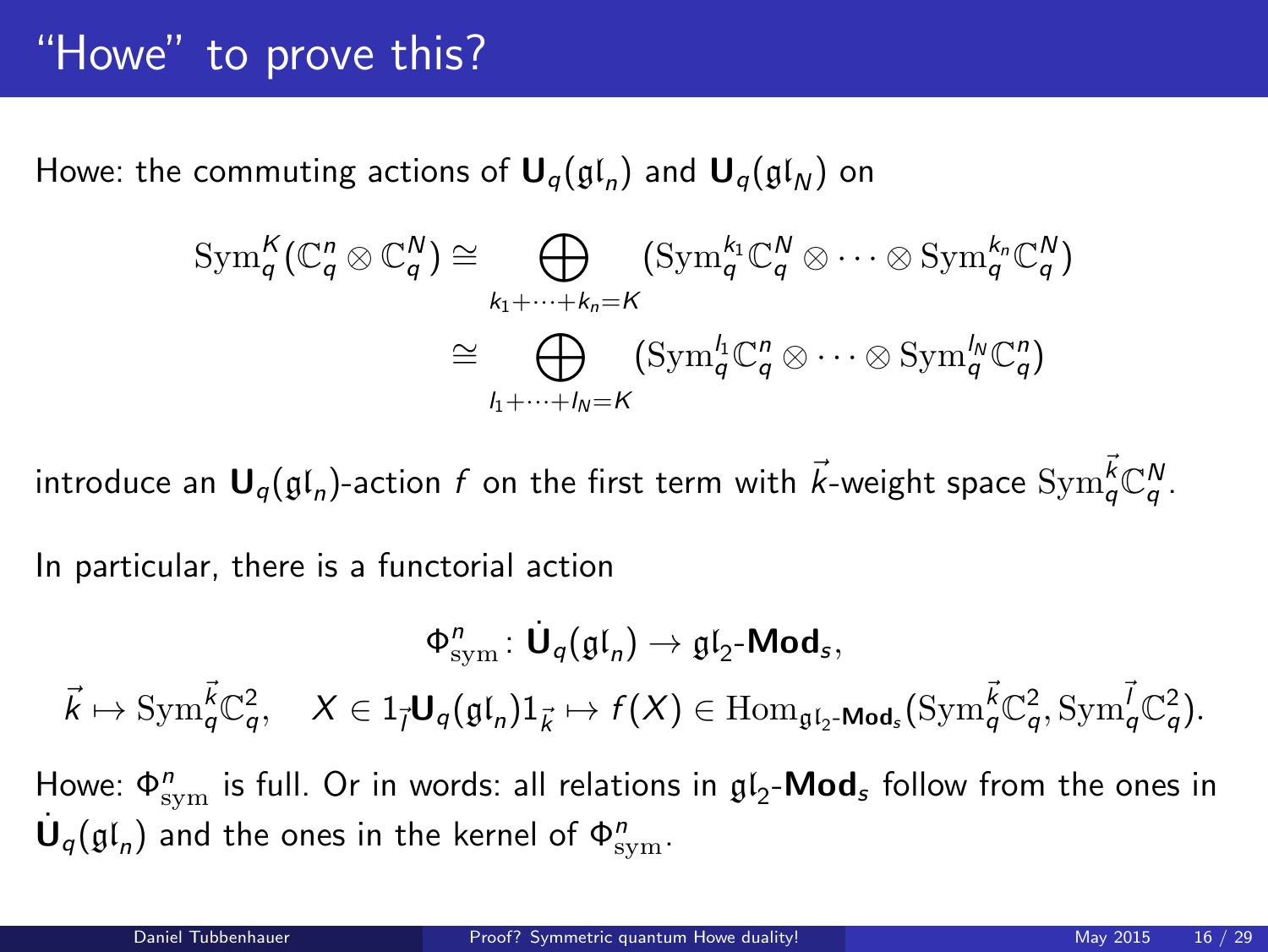# "Howe" to prove this?

Howe: the commuting actions of $\mathbf{U}_q(\mathfrak{gl}_n)$ and $\mathbf{U}_q(\mathfrak{gl}_N)$ on

$$\mathrm{Sym}_q^K(\mathbb{C}_q^n \otimes \mathbb{C}_q^N) \cong \bigoplus_{k_1+\cdots+k_n=K} (\mathrm{Sym}_q^{k_1}\mathbb{C}_q^N \otimes \cdots \otimes \mathrm{Sym}_q^{k_n}\mathbb{C}_q^N)$$
$$\cong \bigoplus_{l_1+\cdots+l_N=K} (\mathrm{Sym}_q^{l_1}\mathbb{C}_q^n \otimes \cdots \otimes \mathrm{Sym}_q^{l_N}\mathbb{C}_q^n)$$

introduce an $\mathbf{U}_q(\mathfrak{gl}_n)$-action $f$ on the first term with $\vec{k}$-weight space $\mathrm{Sym}_q^{\vec{k}}\mathbb{C}_q^N$.

In particular, there is a functorial action

$$\Phi^n_{\mathrm{sym}} \colon \dot{\mathbf{U}}_q(\mathfrak{gl}_n) \to \mathfrak{gl}_2\text{-}\mathbf{Mod}_s,$$
$$\vec{k} \mapsto \mathrm{Sym}_q^{\vec{k}}\mathbb{C}_q^2, \quad X \in 1_{\vec{l}}\mathbf{U}_q(\mathfrak{gl}_n)1_{\vec{k}} \mapsto f(X) \in \mathrm{Hom}_{\mathfrak{gl}_2\text{-}\mathbf{Mod}_s}(\mathrm{Sym}_q^{\vec{k}}\mathbb{C}_q^2, \mathrm{Sym}_q^{\vec{l}}\mathbb{C}_q^2).$$

Howe: $\Phi^n_{\mathrm{sym}}$ is full. Or in words: all relations in $\mathfrak{gl}_2$-$\mathbf{Mod}_s$ follow from the ones in $\dot{\mathbf{U}}_q(\mathfrak{gl}_n)$ and the ones in the kernel of $\Phi^n_{\mathrm{sym}}$.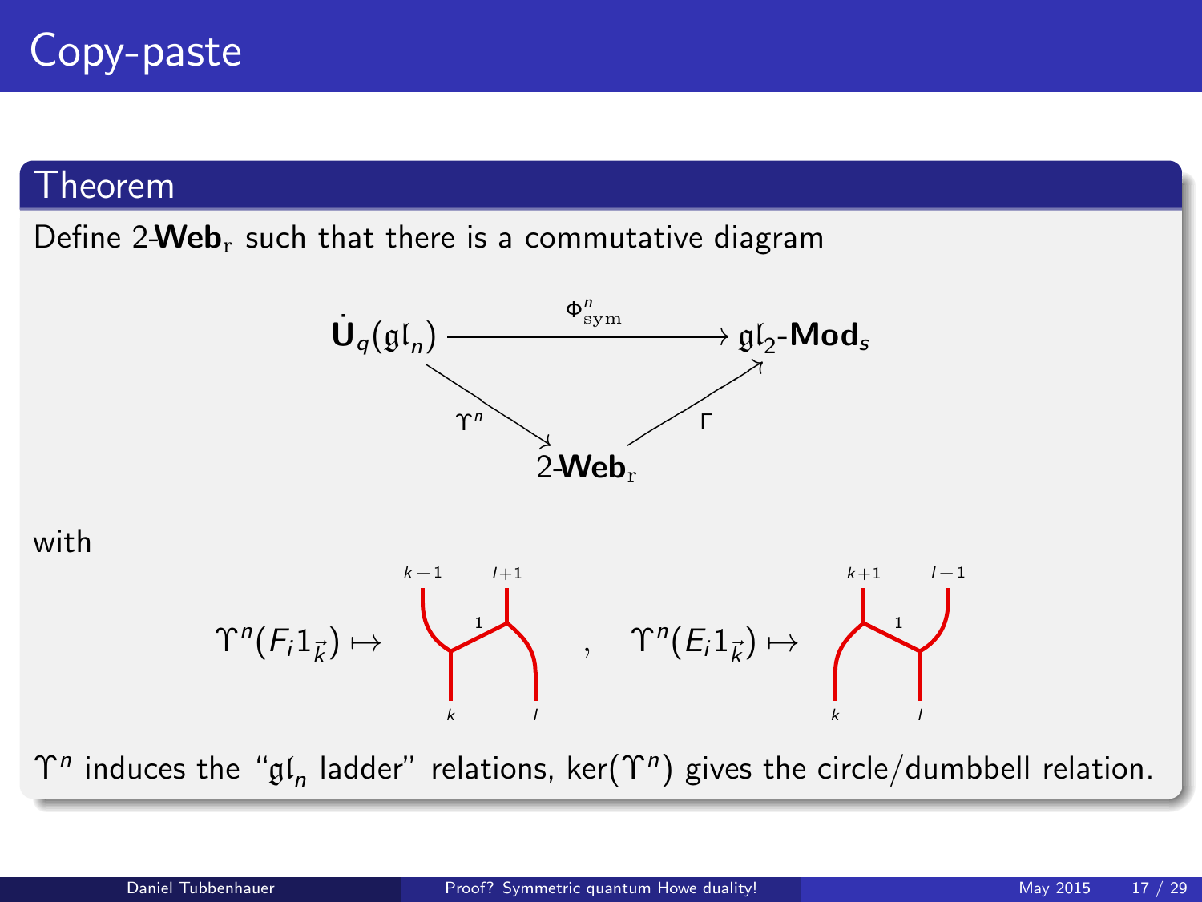# Copy-paste

## Theorem

Define 2-$\mathbf{Web}_{\mathrm{r}}$ such that there is a commutative diagram

$$\dot{\mathbf{U}}_q(\mathfrak{gl}_n) \xrightarrow{\Phi^n_{\mathrm{sym}}} \mathfrak{gl}_2\text{-}\mathbf{Mod}_s$$

$\Upsilon^n$

2-$\mathbf{Web}_{\mathrm{r}}$

$\Gamma$

with

$\Upsilon^n(F_i 1_{\vec{k}}) \mapsto$

$k-1$ $l+1$

1

$k$ $l$

, $\Upsilon^n(E_i 1_{\vec{k}}) \mapsto$

$k+1$ $l-1$

1

$k$ $l$

$\Upsilon^n$ induces the "$\mathfrak{gl}_n$ ladder" relations, $\ker(\Upsilon^n)$ gives the circle/dumbbell relation.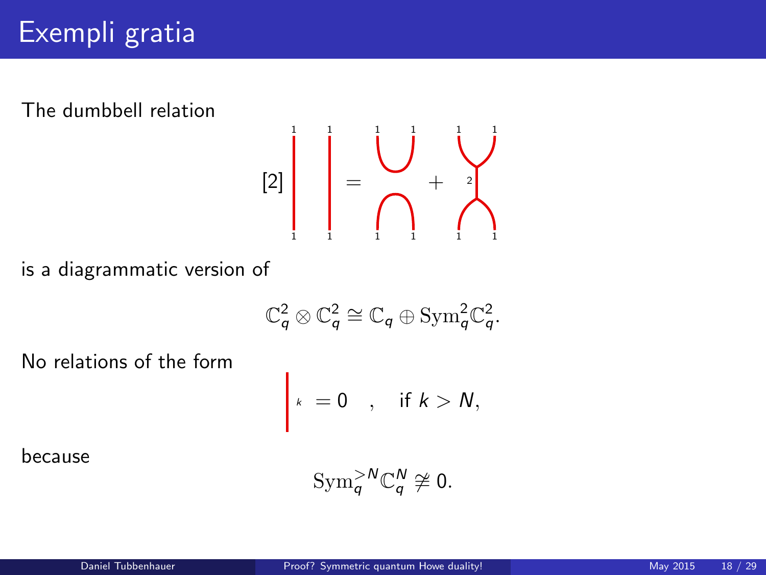# Exempli gratia

The dumbbell relation

[2]

is a diagrammatic version of

$$\mathbb{C}_q^2 \otimes \mathbb{C}_q^2 \cong \mathbb{C}_q \oplus \mathrm{Sym}_q^2 \mathbb{C}_q^2.$$

No relations of the form

$$= 0 \quad , \quad \text{if } k > N,$$

because

$$\mathrm{Sym}_q^{>N} \mathbb{C}_q^N \ncong 0.$$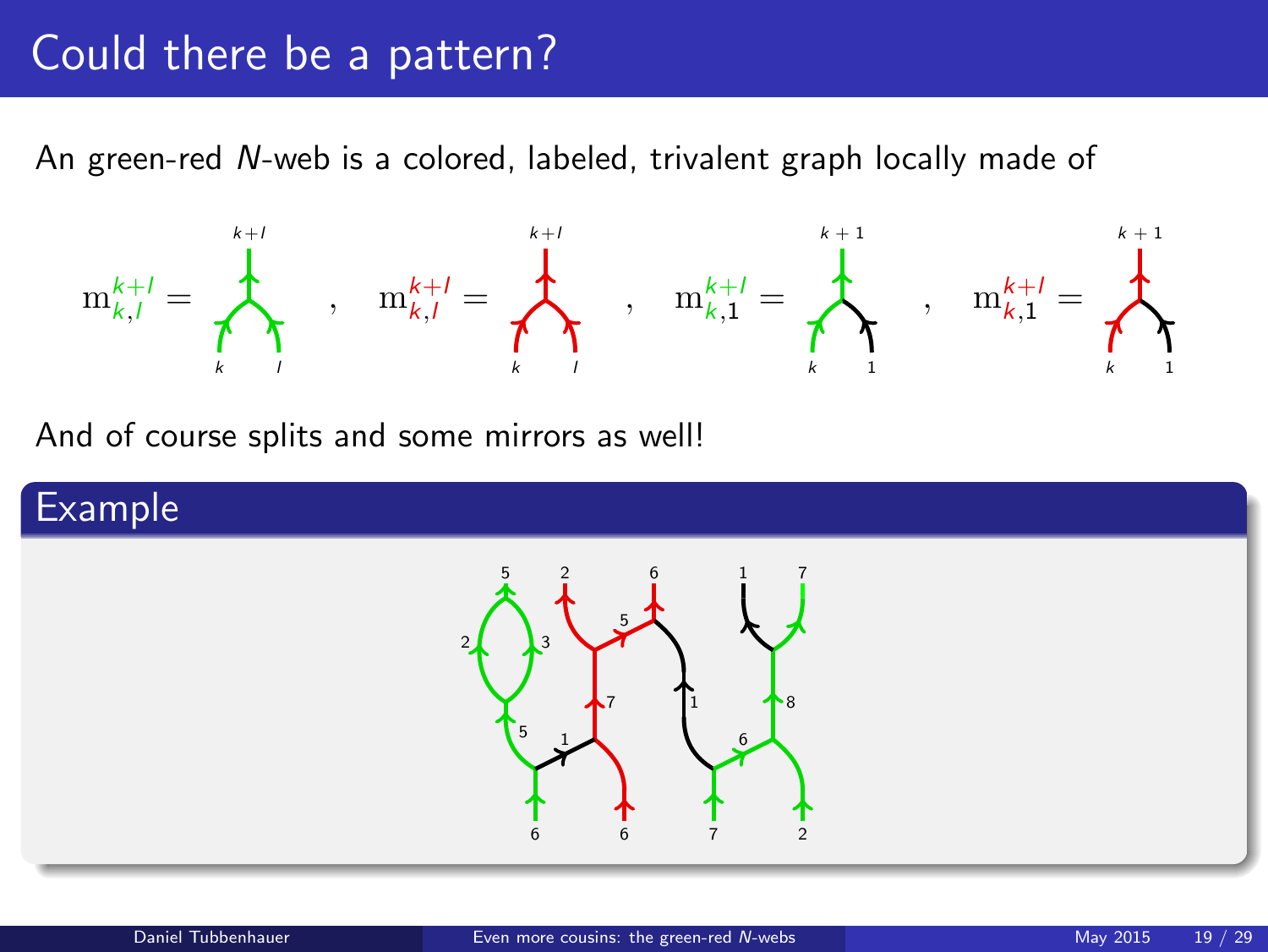# Could there be a pattern?

An green-red $N$-web is a colored, labeled, trivalent graph locally made of

$\mathrm{m}_{k,l}^{k+l} =$ , $\mathrm{m}_{k,l}^{k+l} =$ , $\mathrm{m}_{k,1}^{k+l} =$ , $\mathrm{m}_{k,1}^{k+l} =$

And of course splits and some mirrors as well!

## Example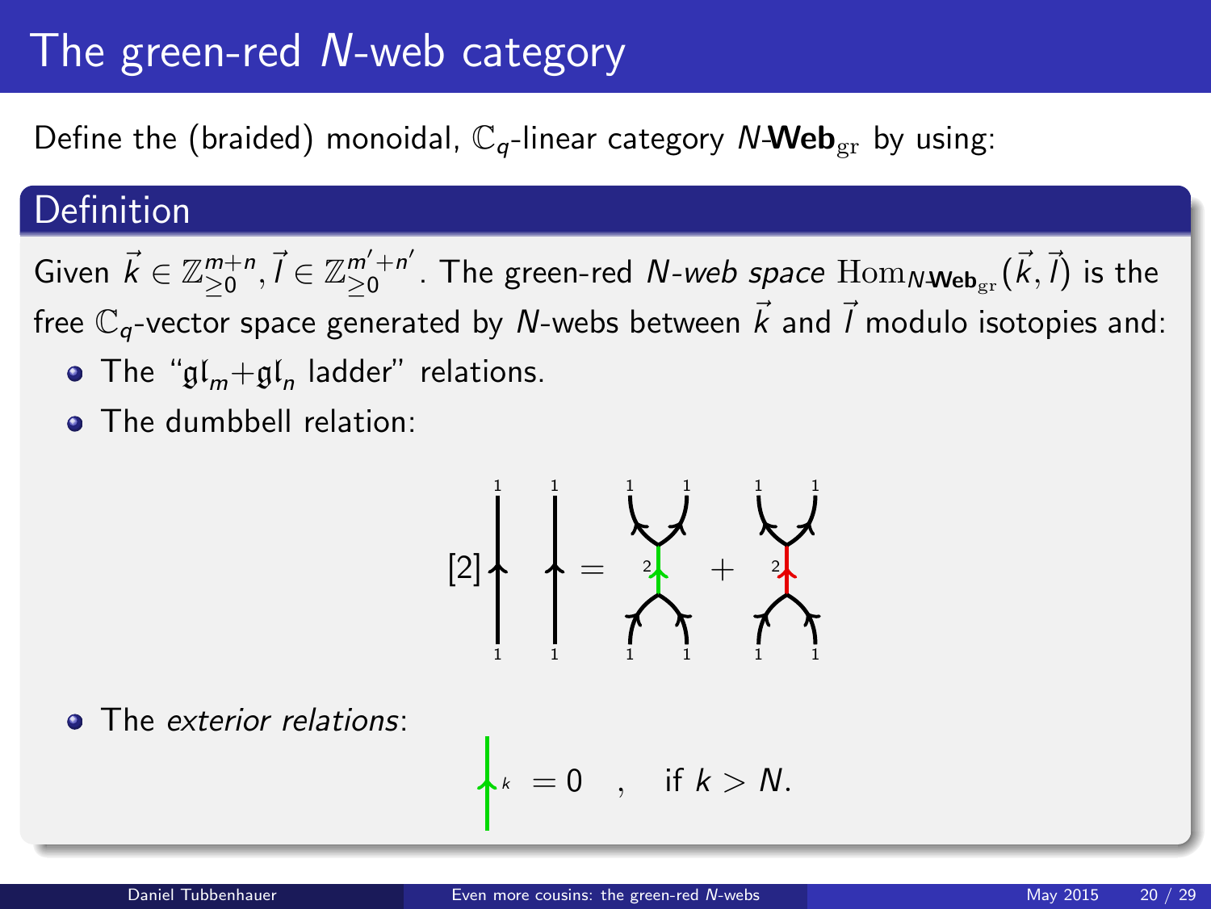# The green-red $N$-web category

Define the (braided) monoidal, $\mathbb{C}_q$-linear category $N\text{-}\mathbf{Web}_{\mathrm{gr}}$ by using:

## Definition

Given $\vec{k} \in \mathbb{Z}_{\geq 0}^{m+n}, \vec{l} \in \mathbb{Z}_{\geq 0}^{m'+n'}$. The green-red $N$-*web space* $\mathrm{Hom}_{N\text{-}\mathbf{Web}_{\mathrm{gr}}}(\vec{k}, \vec{l})$ is the free $\mathbb{C}_q$-vector space generated by $N$-webs between $\vec{k}$ and $\vec{l}$ modulo isotopies and:

- The "$\mathfrak{gl}_m + \mathfrak{gl}_n$ ladder" relations.
- The dumbbell relation:

$$[2] \; \uparrow_1 \; \uparrow_1 = \text{(green dumbbell, label 2)} + \text{(red dumbbell, label 2)}$$

- The *exterior relations*:

$$\text{(green strand labeled } k) = 0 \quad , \quad \text{if } k > N.$$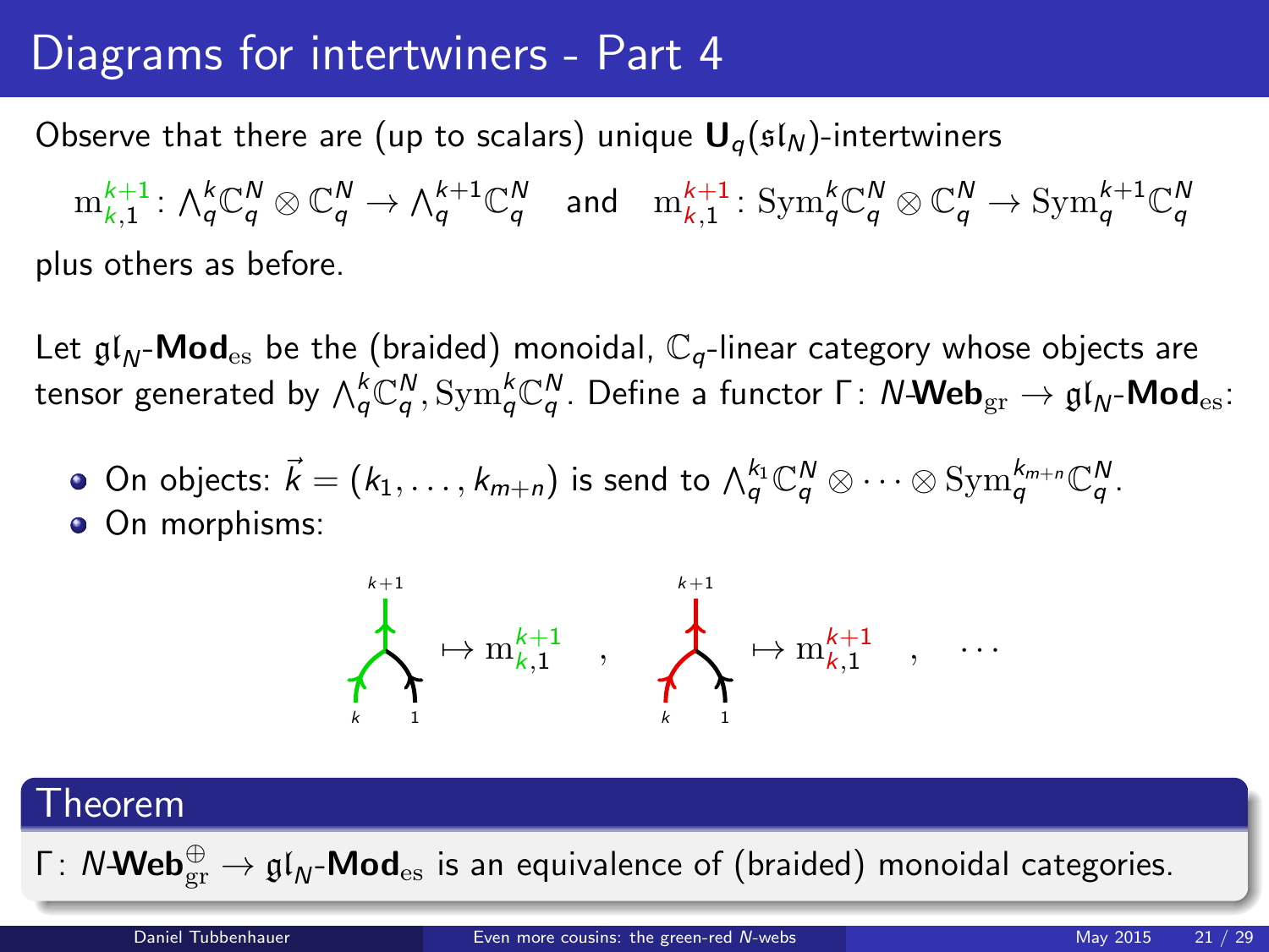# Diagrams for intertwiners - Part 4

Observe that there are (up to scalars) unique $\mathbf{U}_q(\mathfrak{sl}_N)$-intertwiners

$$\mathrm{m}_{k,1}^{k+1} \colon \textstyle\bigwedge_q^k \mathbb{C}_q^N \otimes \mathbb{C}_q^N \to \bigwedge_q^{k+1} \mathbb{C}_q^N \quad \text{and} \quad \mathrm{m}_{k,1}^{k+1} \colon \mathrm{Sym}_q^k \mathbb{C}_q^N \otimes \mathbb{C}_q^N \to \mathrm{Sym}_q^{k+1} \mathbb{C}_q^N$$

plus others as before.

Let $\mathfrak{gl}_N$-$\mathbf{Mod}_{\mathrm{es}}$ be the (braided) monoidal, $\mathbb{C}_q$-linear category whose objects are tensor generated by $\bigwedge_q^k \mathbb{C}_q^N, \mathrm{Sym}_q^k \mathbb{C}_q^N$. Define a functor $\Gamma \colon N\text{-}\mathbf{Web}_{\mathrm{gr}} \to \mathfrak{gl}_N\text{-}\mathbf{Mod}_{\mathrm{es}}$:

- On objects: $\vec{k} = (k_1, \ldots, k_{m+n})$ is send to $\bigwedge_q^{k_1} \mathbb{C}_q^N \otimes \cdots \otimes \mathrm{Sym}_q^{k_{m+n}} \mathbb{C}_q^N$.
- On morphisms:

(green web with edges $k$, $1$ merging into $k+1$) $\mapsto \mathrm{m}_{k,1}^{k+1}$ , (red web with edges $k$, $1$ merging into $k+1$) $\mapsto \mathrm{m}_{k,1}^{k+1}$ , $\cdots$

## Theorem

$\Gamma \colon N\text{-}\mathbf{Web}_{\mathrm{gr}}^{\oplus} \to \mathfrak{gl}_N\text{-}\mathbf{Mod}_{\mathrm{es}}$ is an equivalence of (braided) monoidal categories.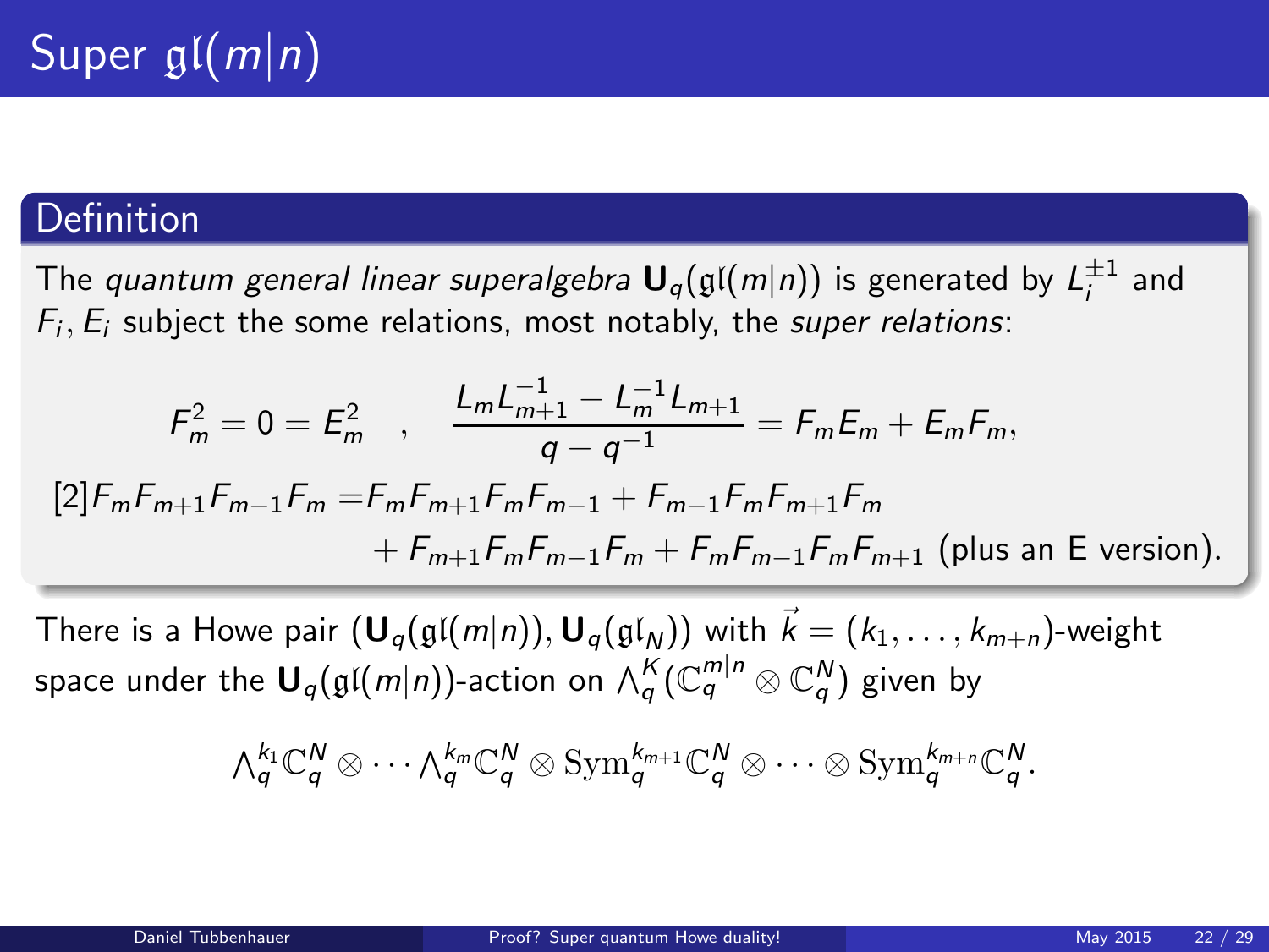# Super $\mathfrak{gl}(m|n)$

## Definition

The *quantum general linear superalgebra* $\mathbf{U}_q(\mathfrak{gl}(m|n))$ is generated by $L_i^{\pm 1}$ and $F_i, E_i$ subject the some relations, most notably, the *super relations*:

$$F_m^2 = 0 = E_m^2 \quad , \quad \frac{L_m L_{m+1}^{-1} - L_m^{-1} L_{m+1}}{q - q^{-1}} = F_m E_m + E_m F_m,$$

$$\begin{aligned}[2] F_m F_{m+1} F_{m-1} F_m = & F_m F_{m+1} F_m F_{m-1} + F_{m-1} F_m F_{m+1} F_m \\ & + F_{m+1} F_m F_{m-1} F_m + F_m F_{m-1} F_m F_{m+1} \text{ (plus an E version).}\end{aligned}$$

There is a Howe pair $(\mathbf{U}_q(\mathfrak{gl}(m|n)), \mathbf{U}_q(\mathfrak{gl}_N))$ with $\vec{k} = (k_1, \dots, k_{m+n})$-weight space under the $\mathbf{U}_q(\mathfrak{gl}(m|n))$-action on $\bigwedge_q^K(\mathbb{C}_q^{m|n} \otimes \mathbb{C}_q^N)$ given by

$$\textstyle\bigwedge_q^{k_1} \mathbb{C}_q^N \otimes \cdots \bigwedge_q^{k_m} \mathbb{C}_q^N \otimes \mathrm{Sym}_q^{k_{m+1}} \mathbb{C}_q^N \otimes \cdots \otimes \mathrm{Sym}_q^{k_{m+n}} \mathbb{C}_q^N.$$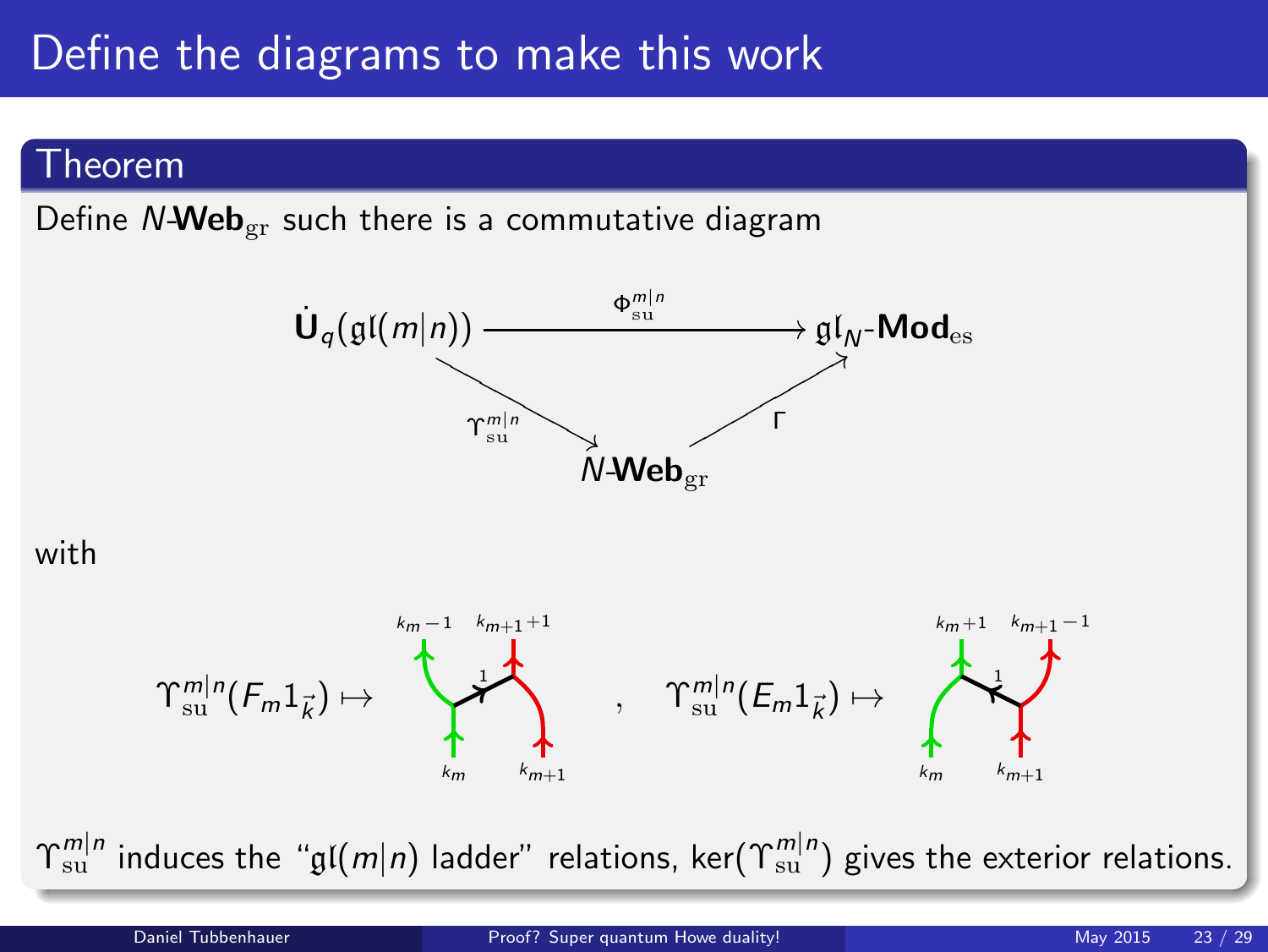# Define the diagrams to make this work

## Theorem

Define $N$-$\mathbf{Web}_{\mathrm{gr}}$ such there is a commutative diagram

$$\dot{\mathbf{U}}_q(\mathfrak{gl}(m|n)) \xrightarrow{\Phi^{m|n}_{\mathrm{su}}} \mathfrak{gl}_N\text{-}\mathbf{Mod}_{\mathrm{es}}$$

$$\Upsilon^{m|n}_{\mathrm{su}} \colon \dot{\mathbf{U}}_q(\mathfrak{gl}(m|n)) \to N\text{-}\mathbf{Web}_{\mathrm{gr}}, \quad \Gamma \colon N\text{-}\mathbf{Web}_{\mathrm{gr}} \to \mathfrak{gl}_N\text{-}\mathbf{Mod}_{\mathrm{es}}$$

with

$\Upsilon^{m|n}_{\mathrm{su}}(F_m 1_{\vec{k}}) \mapsto$ [web: bottom labels $k_m$, $k_{m+1}$; rung labelled $1$; top labels $k_m - 1$, $k_{m+1}+1$] , $\Upsilon^{m|n}_{\mathrm{su}}(E_m 1_{\vec{k}}) \mapsto$ [web: bottom labels $k_m$, $k_{m+1}$; rung labelled $1$; top labels $k_m + 1$, $k_{m+1}-1$]

$\Upsilon^{m|n}_{\mathrm{su}}$ induces the "$\mathfrak{gl}(m|n)$ ladder" relations, $\ker(\Upsilon^{m|n}_{\mathrm{su}})$ gives the exterior relations.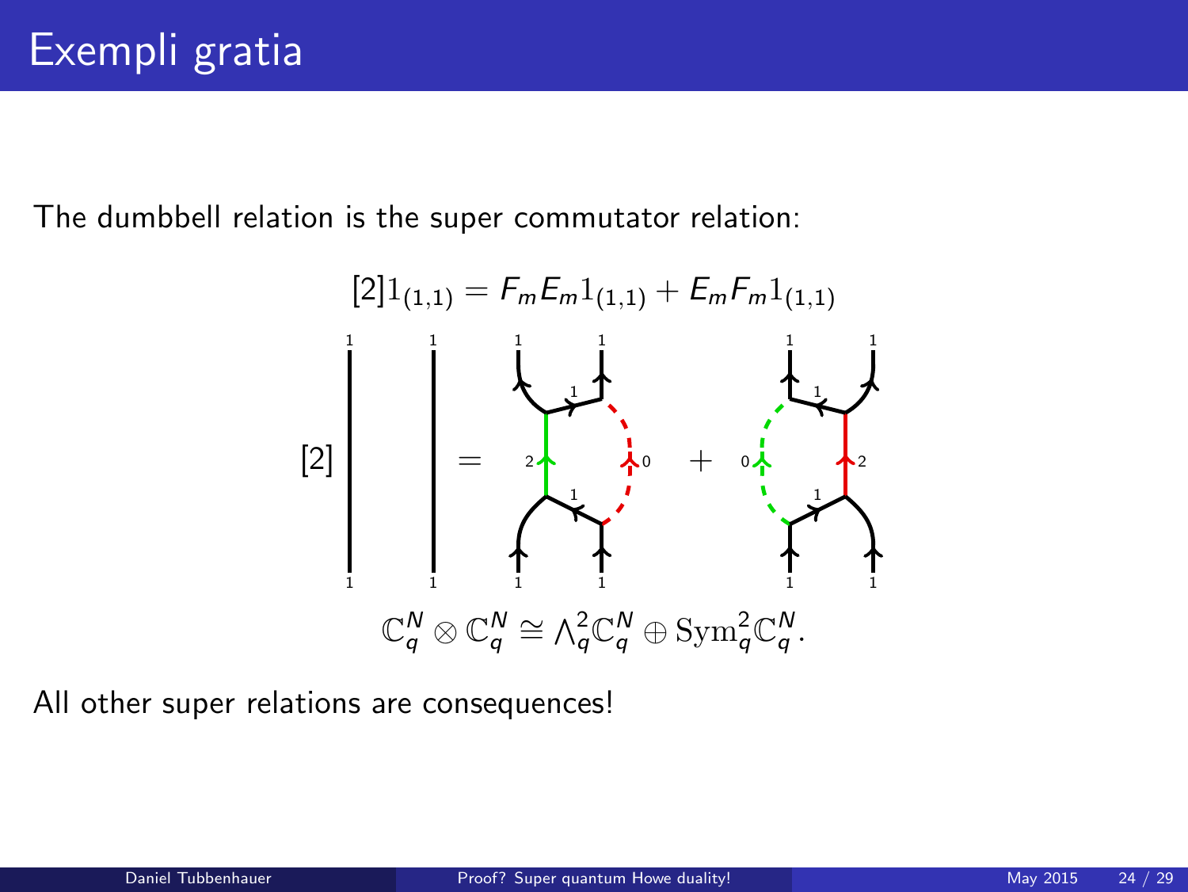# Exempli gratia

The dumbbell relation is the super commutator relation:

$$[2]1_{(1,1)} = F_m E_m 1_{(1,1)} + E_m F_m 1_{(1,1)}$$

$$\mathbb{C}_q^N \otimes \mathbb{C}_q^N \cong \Lambda_q^2 \mathbb{C}_q^N \oplus \mathrm{Sym}_q^2 \mathbb{C}_q^N.$$

All other super relations are consequences!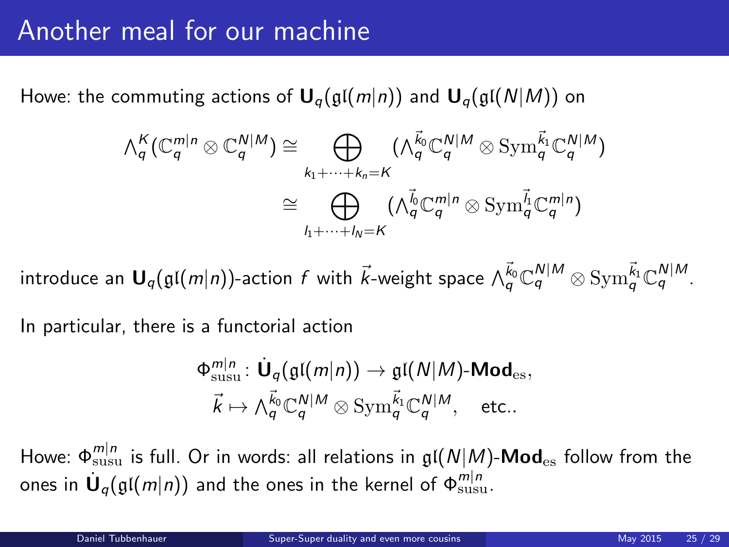# Another meal for our machine

Howe: the commuting actions of $\mathbf{U}_q(\mathfrak{gl}(m|n))$ and $\mathbf{U}_q(\mathfrak{gl}(N|M))$ on

$$\begin{aligned}\Lambda_q^K(\mathbb{C}_q^{m|n} \otimes \mathbb{C}_q^{N|M}) &\cong \bigoplus_{k_1+\cdots+k_n=K} (\Lambda_q^{\vec{k}_0}\mathbb{C}_q^{N|M} \otimes \mathrm{Sym}_q^{\vec{k}_1}\mathbb{C}_q^{N|M}) \\ &\cong \bigoplus_{l_1+\cdots+l_N=K} (\Lambda_q^{\vec{l}_0}\mathbb{C}_q^{m|n} \otimes \mathrm{Sym}_q^{\vec{l}_1}\mathbb{C}_q^{m|n})\end{aligned}$$

introduce an $\mathbf{U}_q(\mathfrak{gl}(m|n))$-action $f$ with $\vec{k}$-weight space $\Lambda_q^{\vec{k}_0}\mathbb{C}_q^{N|M} \otimes \mathrm{Sym}_q^{\vec{k}_1}\mathbb{C}_q^{N|M}$.

In particular, there is a functorial action

$$\Phi^{m|n}_{\mathrm{susu}} \colon \dot{\mathbf{U}}_q(\mathfrak{gl}(m|n)) \to \mathfrak{gl}(N|M)\text{-}\mathbf{Mod}_{\mathrm{es}},$$
$$\vec{k} \mapsto \Lambda_q^{\vec{k}_0}\mathbb{C}_q^{N|M} \otimes \mathrm{Sym}_q^{\vec{k}_1}\mathbb{C}_q^{N|M}, \quad \text{etc..}$$

Howe: $\Phi^{m|n}_{\mathrm{susu}}$ is full. Or in words: all relations in $\mathfrak{gl}(N|M)$-$\mathbf{Mod}_{\mathrm{es}}$ follow from the ones in $\dot{\mathbf{U}}_q(\mathfrak{gl}(m|n))$ and the ones in the kernel of $\Phi^{m|n}_{\mathrm{susu}}$.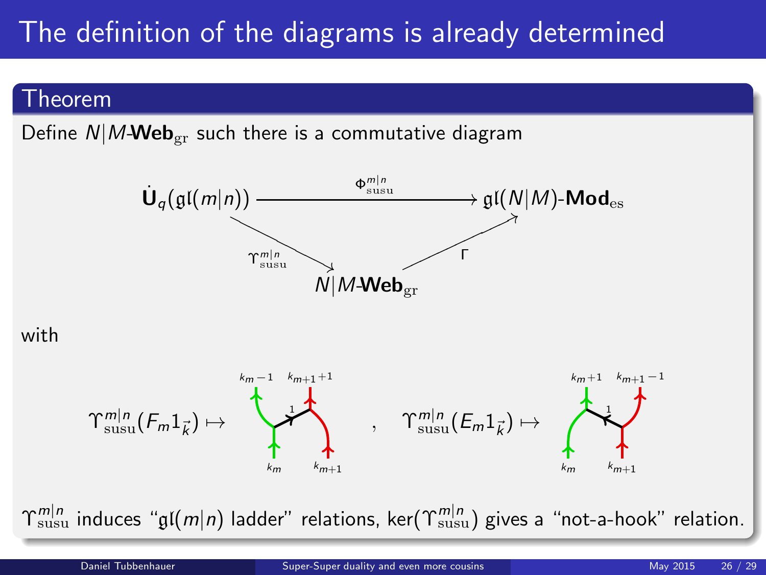# The definition of the diagrams is already determined

## Theorem

Define $N|M\text{-}\mathbf{Web}_{\mathrm{gr}}$ such there is a commutative diagram

$$\dot{\mathbf{U}}_q(\mathfrak{gl}(m|n)) \xrightarrow{\Phi^{m|n}_{\mathrm{susu}}} \mathfrak{gl}(N|M)\text{-}\mathbf{Mod}_{\mathrm{es}}$$

$$\Upsilon^{m|n}_{\mathrm{susu}} : \dot{\mathbf{U}}_q(\mathfrak{gl}(m|n)) \to N|M\text{-}\mathbf{Web}_{\mathrm{gr}}, \qquad \Gamma : N|M\text{-}\mathbf{Web}_{\mathrm{gr}} \to \mathfrak{gl}(N|M)\text{-}\mathbf{Mod}_{\mathrm{es}}$$

with

$\Upsilon^{m|n}_{\mathrm{susu}}(F_m 1_{\vec{k}}) \mapsto$ (web diagram: bottom $k_m$, $k_{m+1}$; top $k_m - 1$, $k_{m+1}+1$; middle edge labeled $1$) , $\Upsilon^{m|n}_{\mathrm{susu}}(E_m 1_{\vec{k}}) \mapsto$ (web diagram: bottom $k_m$, $k_{m+1}$; top $k_m+1$, $k_{m+1}-1$; middle edge labeled $1$)

$\Upsilon^{m|n}_{\mathrm{susu}}$ induces "$\mathfrak{gl}(m|n)$ ladder" relations, $\ker(\Upsilon^{m|n}_{\mathrm{susu}})$ gives a "not-a-hook" relation.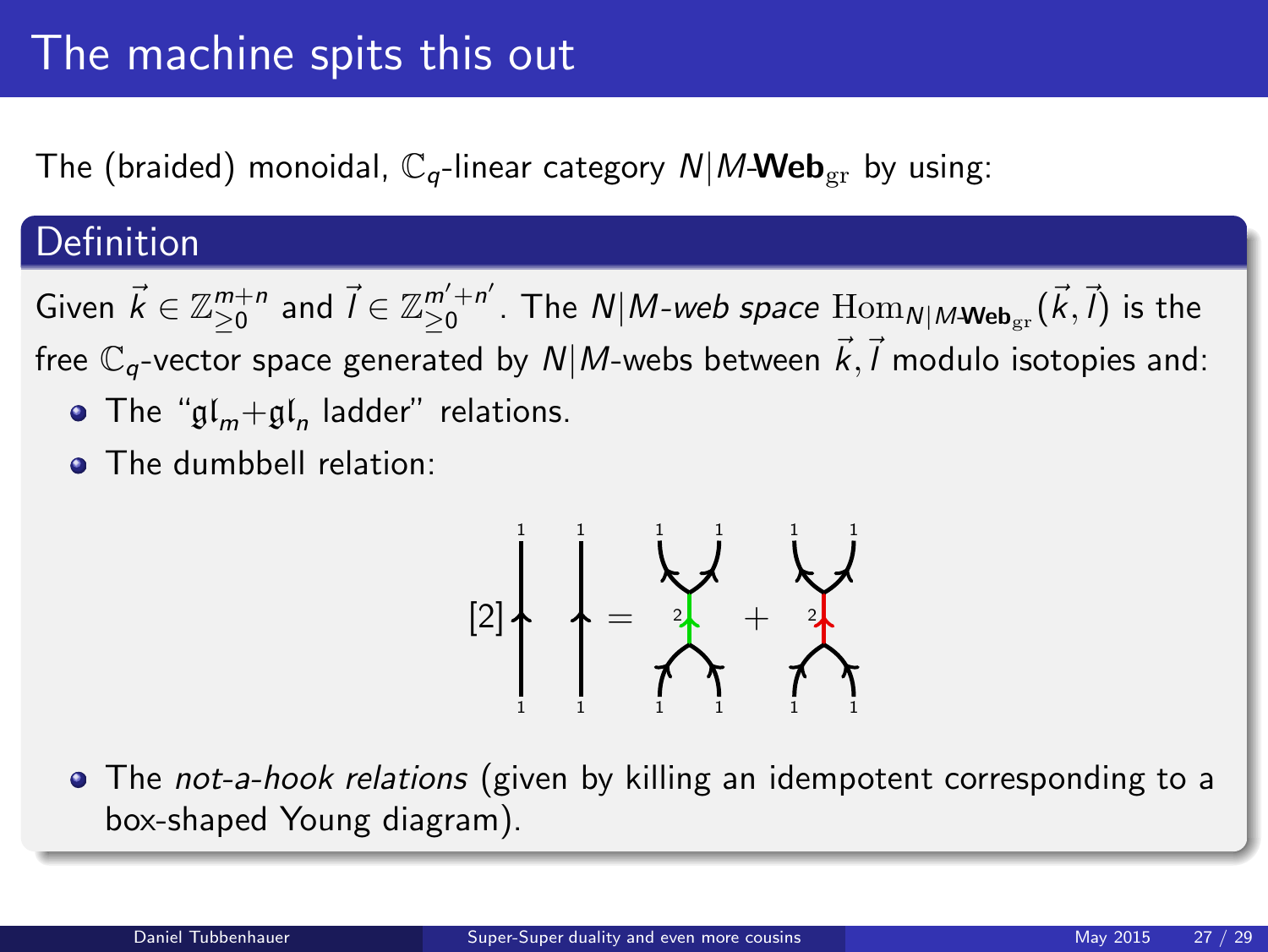# The machine spits this out

The (braided) monoidal, $\mathbb{C}_q$-linear category $N|M$-$\mathbf{Web}_{\mathrm{gr}}$ by using:

## Definition

Given $\vec{k} \in \mathbb{Z}_{\geq 0}^{m+n}$ and $\vec{l} \in \mathbb{Z}_{\geq 0}^{m'+n'}$. The *$N|M$-web space* $\mathrm{Hom}_{N|M\text{-}\mathbf{Web}_{\mathrm{gr}}}(\vec{k}, \vec{l})$ is the free $\mathbb{C}_q$-vector space generated by $N|M$-webs between $\vec{k}, \vec{l}$ modulo isotopies and:

- The "$\mathfrak{gl}_m + \mathfrak{gl}_n$ ladder" relations.
- The dumbbell relation:

$[2]$ (two upward strands labeled 1) $=$ (green dumbbell with middle edge labeled 2) $+$ (red dumbbell with middle edge labeled 2)

- The *not-a-hook relations* (given by killing an idempotent corresponding to a box-shaped Young diagram).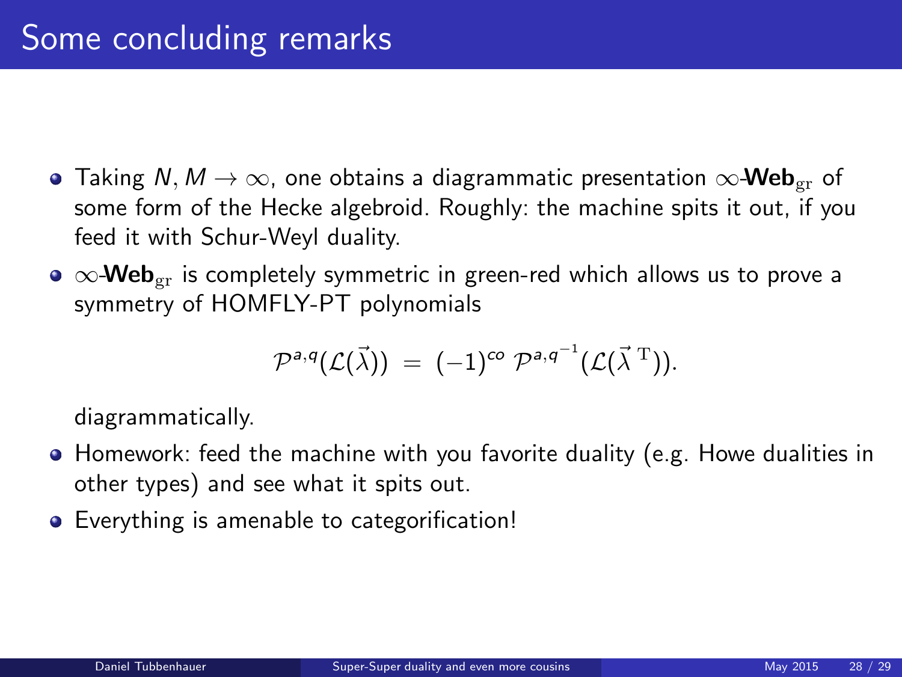# Some concluding remarks

- Taking $N, M \to \infty$, one obtains a diagrammatic presentation $\infty$-$\mathbf{Web}_{\mathrm{gr}}$ of some form of the Hecke algebroid. Roughly: the machine spits it out, if you feed it with Schur-Weyl duality.
- $\infty$-$\mathbf{Web}_{\mathrm{gr}}$ is completely symmetric in green-red which allows us to prove a symmetry of HOMFLY-PT polynomials

$$\mathcal{P}^{a,q}(\mathcal{L}(\vec{\lambda})) \;=\; (-1)^{co}\; \mathcal{P}^{a,q^{-1}}(\mathcal{L}(\vec{\lambda}^{\,\mathrm{T}})).$$

  diagrammatically.
- Homework: feed the machine with you favorite duality (e.g. Howe dualities in other types) and see what it spits out.
- Everything is amenable to categorification!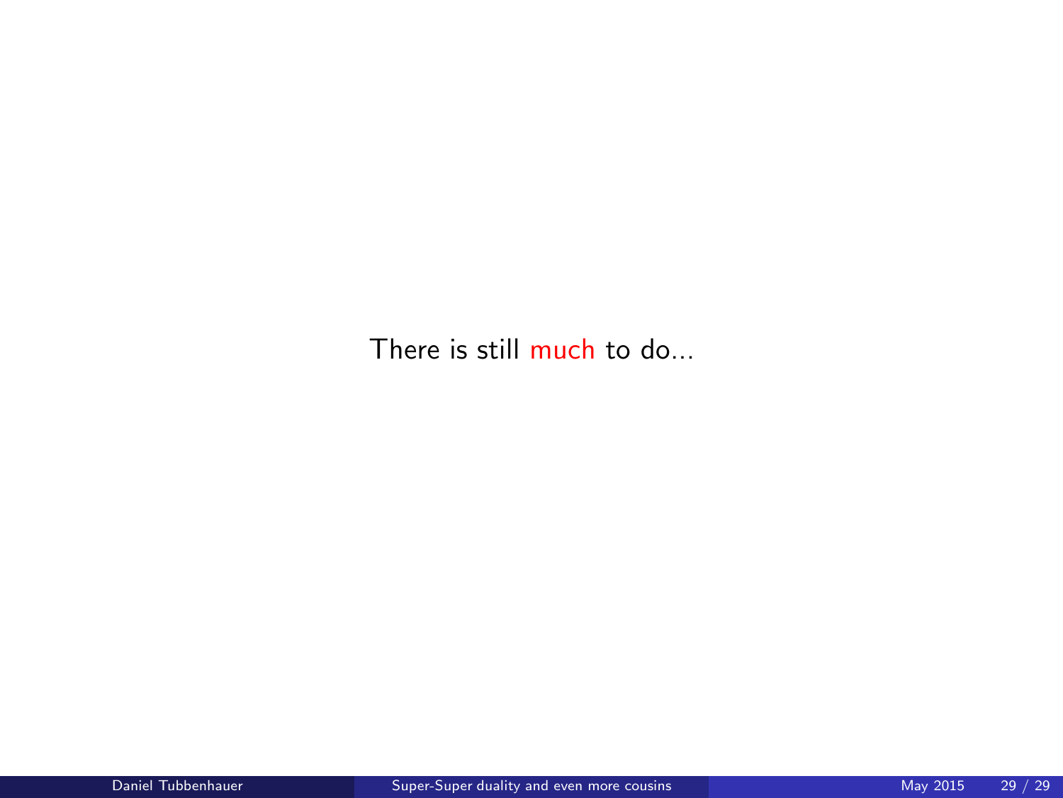There is still much to do...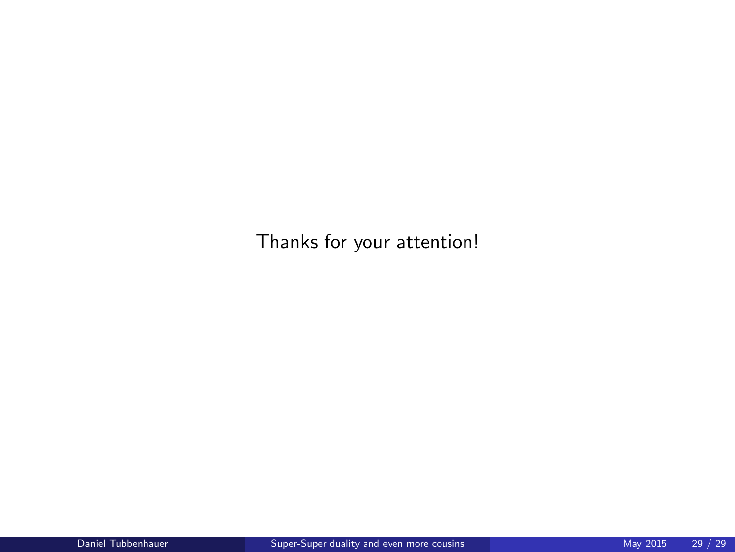Thanks for your attention!